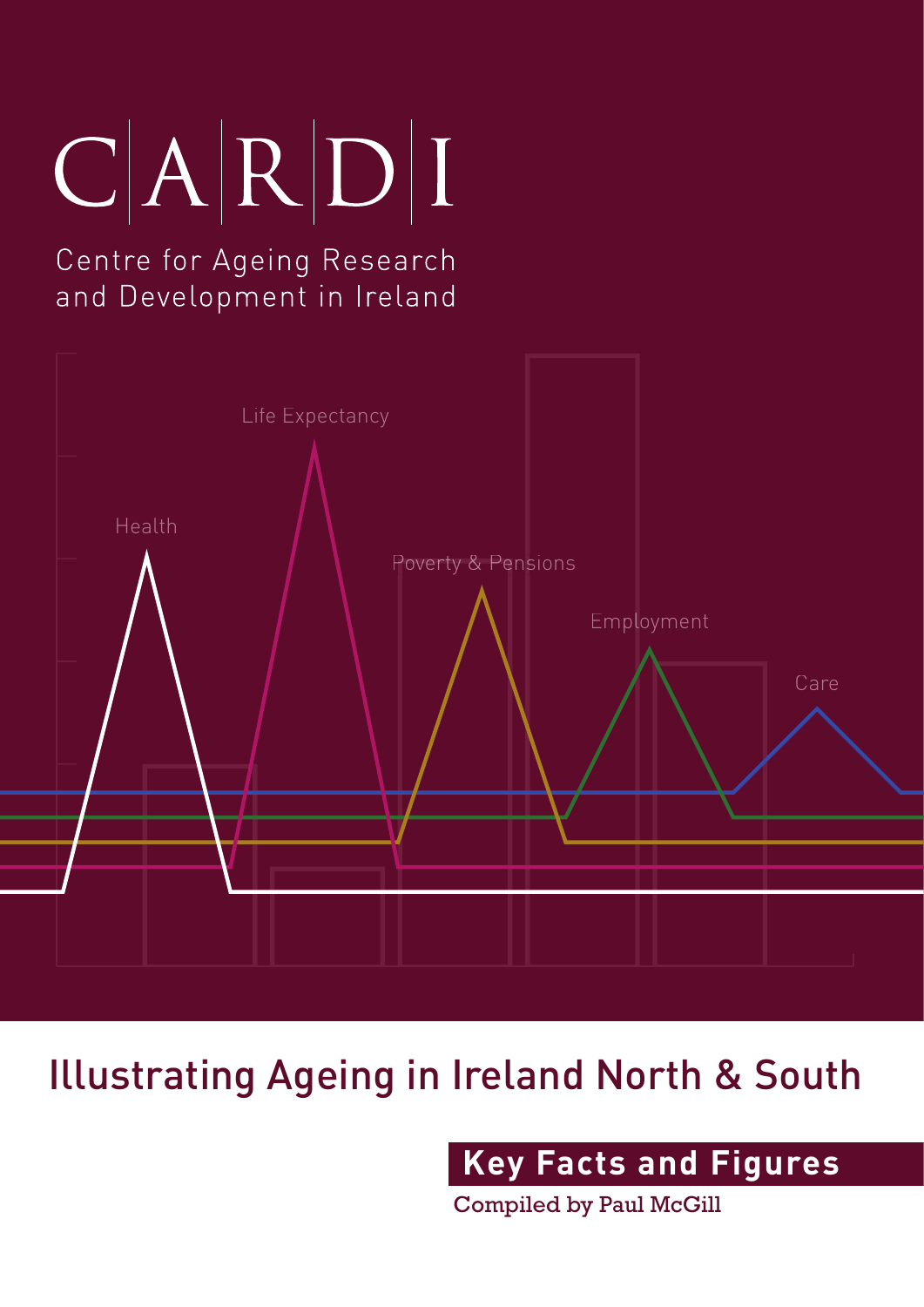# CARDI

Centre for Ageing Research and Development in Ireland

Health

Life Expectancy

Poverty & Pensions

Employment

Care

# Illustrating Ageing in Ireland North & South

## Key Facts and Figures

Compiled by Paul McGill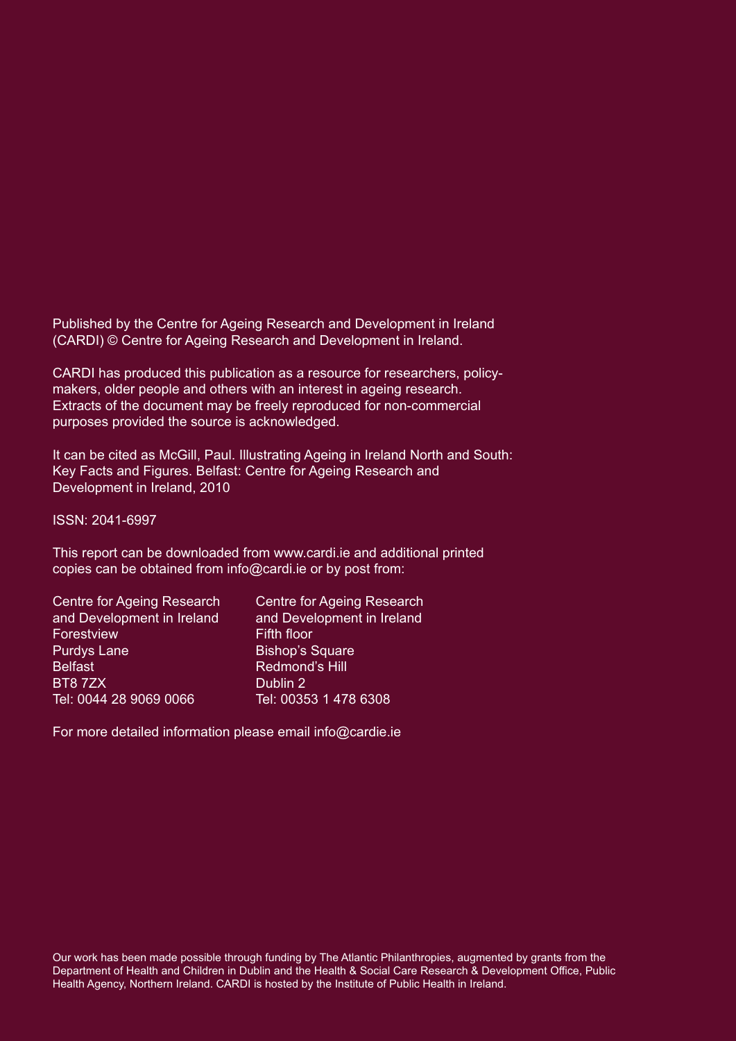Published by the Centre for Ageing Research and Development in Ireland (CARDI) © Centre for Ageing Research and Development in Ireland.

CARDI has produced this publication as a resource for researchers, policy-makers, older people and others with an interest in ageing research. Extracts of the document may be freely reproduced for non-commercial purposes provided the source is acknowledged.

It can be cited as McGill, Paul. Illustrating Ageing in Ireland North and South: Key Facts and Figures. Belfast: Centre for Ageing Research and Development in Ireland, 2010

ISSN: 2041-6997

This report can be downloaded from www.cardi.ie and additional printed copies can be obtained from info@cardi.ie or by post from:

Centre for Ageing Research
and Development in Ireland
Forestview
Purdys Lane
Belfast
BT8 7ZX
Tel: 0044 28 9069 0066

Centre for Ageing Research
and Development in Ireland
Fifth floor
Bishop's Square
Redmond's Hill
Dublin 2
Tel: 00353 1 478 6308

For more detailed information please email info@cardie.ie

Our work has been made possible through funding by The Atlantic Philanthropies, augmented by grants from the Department of Health and Children in Dublin and the Health & Social Care Research & Development Office, Public Health Agency, Northern Ireland. CARDI is hosted by the Institute of Public Health in Ireland.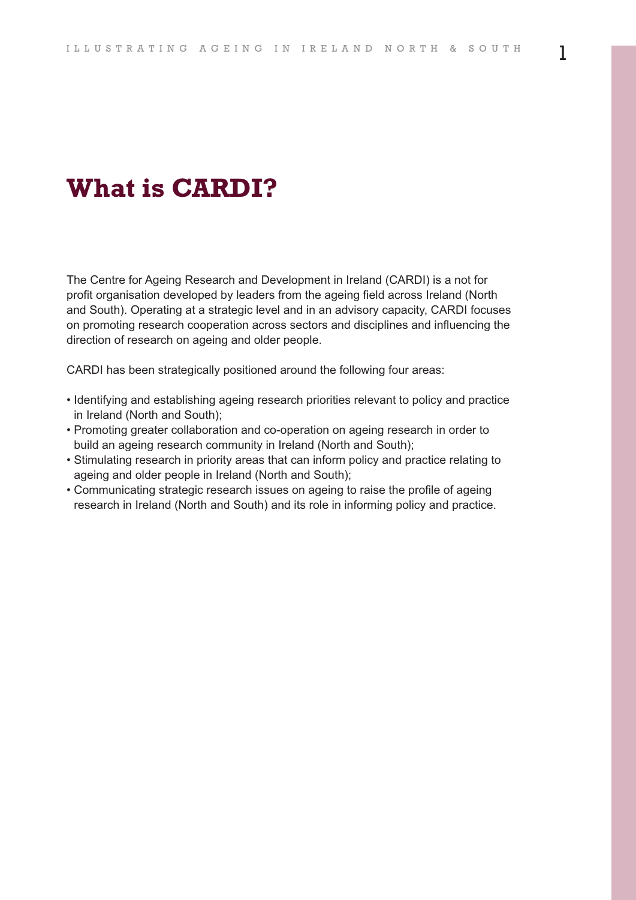# What is CARDI?

The Centre for Ageing Research and Development in Ireland (CARDI) is a not for profit organisation developed by leaders from the ageing field across Ireland (North and South). Operating at a strategic level and in an advisory capacity, CARDI focuses on promoting research cooperation across sectors and disciplines and influencing the direction of research on ageing and older people.

CARDI has been strategically positioned around the following four areas:

- Identifying and establishing ageing research priorities relevant to policy and practice in Ireland (North and South);
- Promoting greater collaboration and co-operation on ageing research in order to build an ageing research community in Ireland (North and South);
- Stimulating research in priority areas that can inform policy and practice relating to ageing and older people in Ireland (North and South);
- Communicating strategic research issues on ageing to raise the profile of ageing research in Ireland (North and South) and its role in informing policy and practice.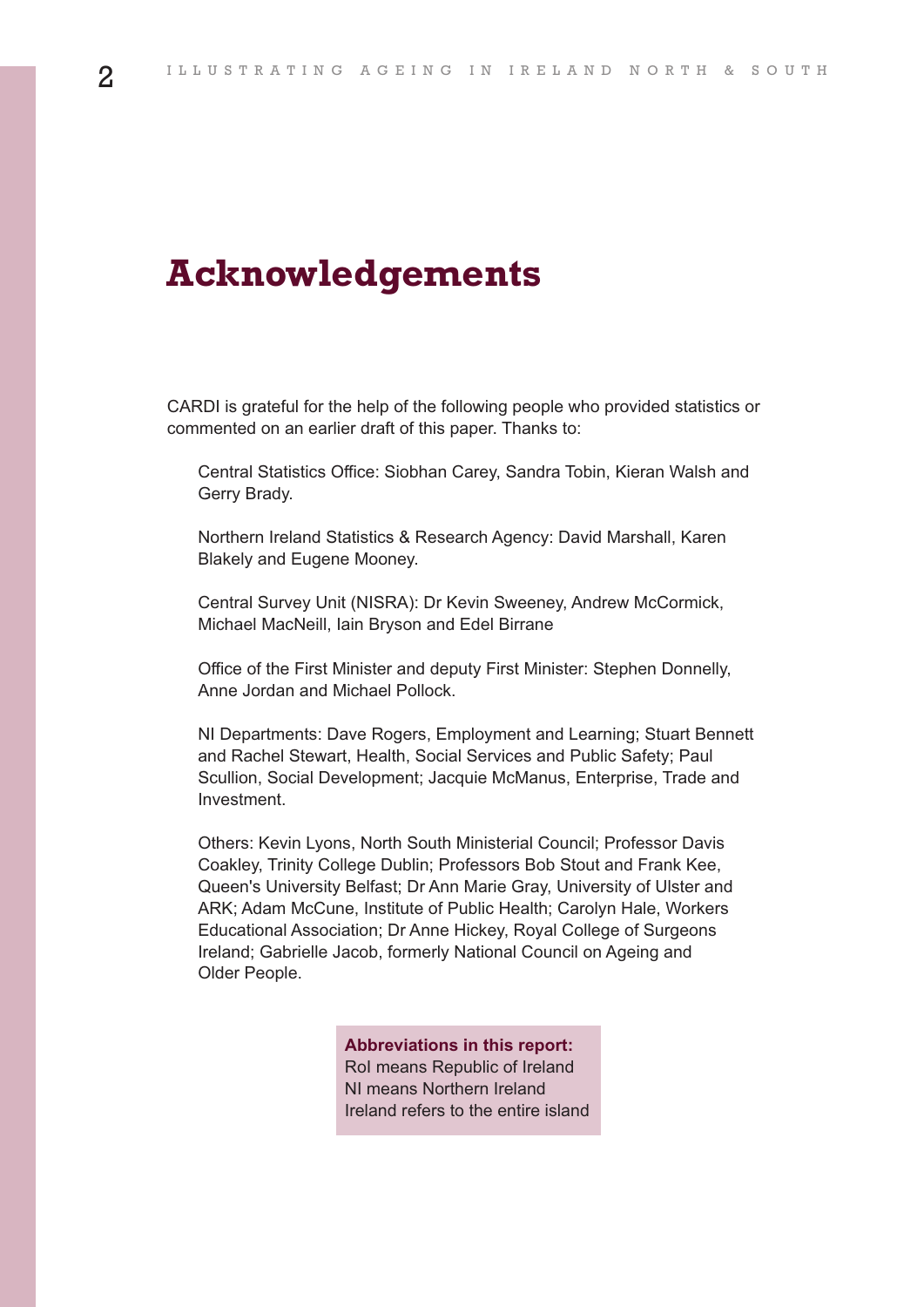# Acknowledgements

CARDI is grateful for the help of the following people who provided statistics or commented on an earlier draft of this paper. Thanks to:

Central Statistics Office: Siobhan Carey, Sandra Tobin, Kieran Walsh and Gerry Brady.

Northern Ireland Statistics & Research Agency: David Marshall, Karen Blakely and Eugene Mooney.

Central Survey Unit (NISRA): Dr Kevin Sweeney, Andrew McCormick, Michael MacNeill, Iain Bryson and Edel Birrane

Office of the First Minister and deputy First Minister: Stephen Donnelly, Anne Jordan and Michael Pollock.

NI Departments: Dave Rogers, Employment and Learning; Stuart Bennett and Rachel Stewart, Health, Social Services and Public Safety; Paul Scullion, Social Development; Jacquie McManus, Enterprise, Trade and Investment.

Others: Kevin Lyons, North South Ministerial Council; Professor Davis Coakley, Trinity College Dublin; Professors Bob Stout and Frank Kee, Queen's University Belfast; Dr Ann Marie Gray, University of Ulster and ARK; Adam McCune, Institute of Public Health; Carolyn Hale, Workers Educational Association; Dr Anne Hickey, Royal College of Surgeons Ireland; Gabrielle Jacob, formerly National Council on Ageing and Older People.

**Abbreviations in this report:**
RoI means Republic of Ireland
NI means Northern Ireland
Ireland refers to the entire island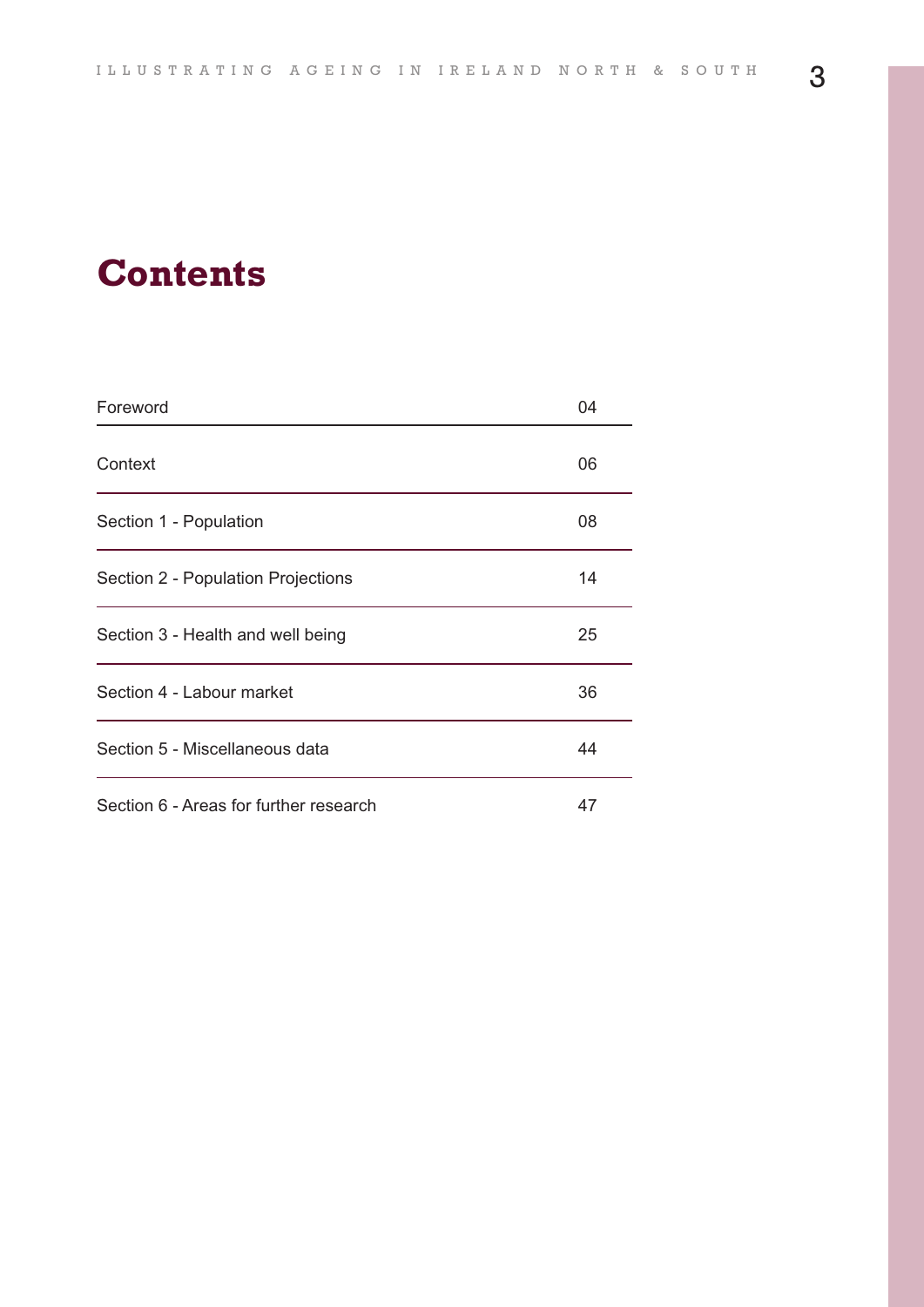# Contents

| | |
|---|---|
| Foreword | 04 |
| Context | 06 |
| Section 1 - Population | 08 |
| Section 2 - Population Projections | 14 |
| Section 3 - Health and well being | 25 |
| Section 4 - Labour market | 36 |
| Section 5 - Miscellaneous data | 44 |
| Section 6 - Areas for further research | 47 |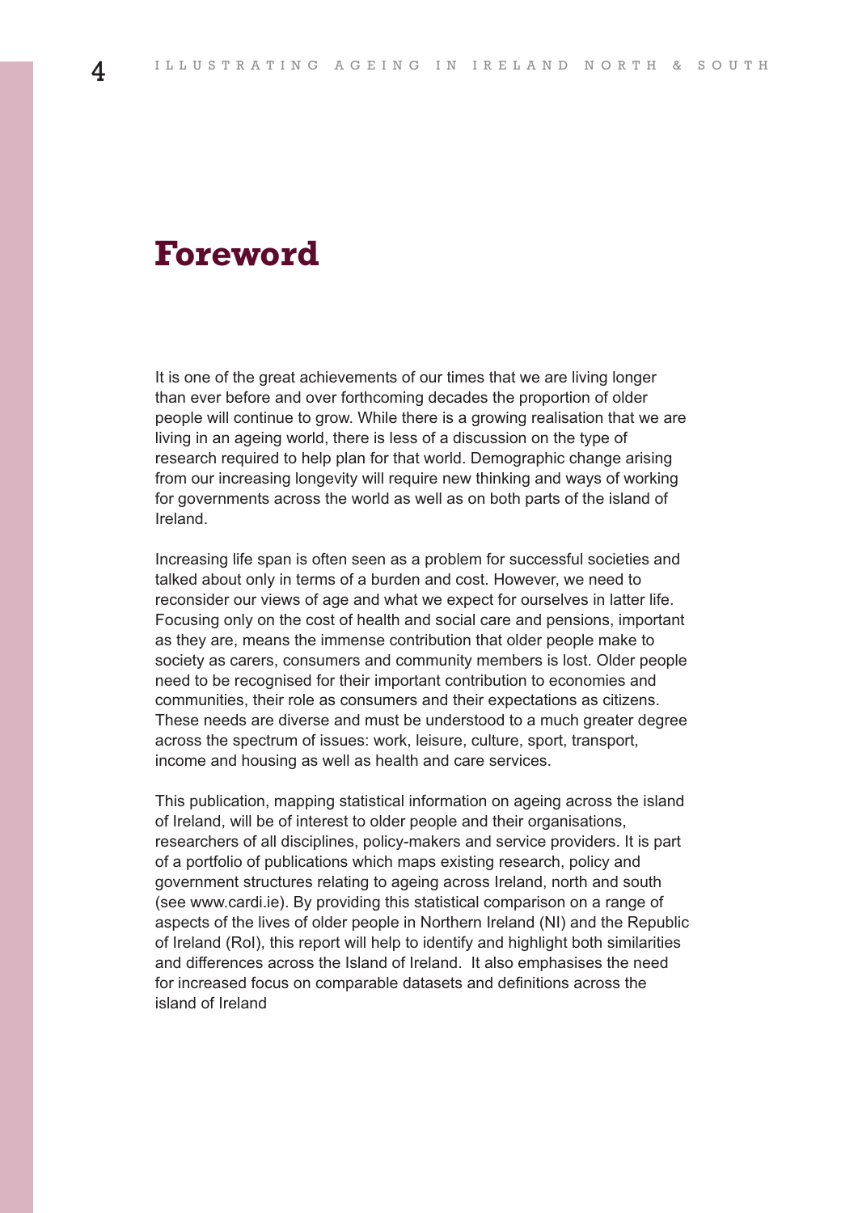# Foreword

It is one of the great achievements of our times that we are living longer than ever before and over forthcoming decades the proportion of older people will continue to grow. While there is a growing realisation that we are living in an ageing world, there is less of a discussion on the type of research required to help plan for that world. Demographic change arising from our increasing longevity will require new thinking and ways of working for governments across the world as well as on both parts of the island of Ireland.

Increasing life span is often seen as a problem for successful societies and talked about only in terms of a burden and cost. However, we need to reconsider our views of age and what we expect for ourselves in latter life. Focusing only on the cost of health and social care and pensions, important as they are, means the immense contribution that older people make to society as carers, consumers and community members is lost. Older people need to be recognised for their important contribution to economies and communities, their role as consumers and their expectations as citizens. These needs are diverse and must be understood to a much greater degree across the spectrum of issues: work, leisure, culture, sport, transport, income and housing as well as health and care services.

This publication, mapping statistical information on ageing across the island of Ireland, will be of interest to older people and their organisations, researchers of all disciplines, policy-makers and service providers. It is part of a portfolio of publications which maps existing research, policy and government structures relating to ageing across Ireland, north and south (see www.cardi.ie). By providing this statistical comparison on a range of aspects of the lives of older people in Northern Ireland (NI) and the Republic of Ireland (RoI), this report will help to identify and highlight both similarities and differences across the Island of Ireland. It also emphasises the need for increased focus on comparable datasets and definitions across the island of Ireland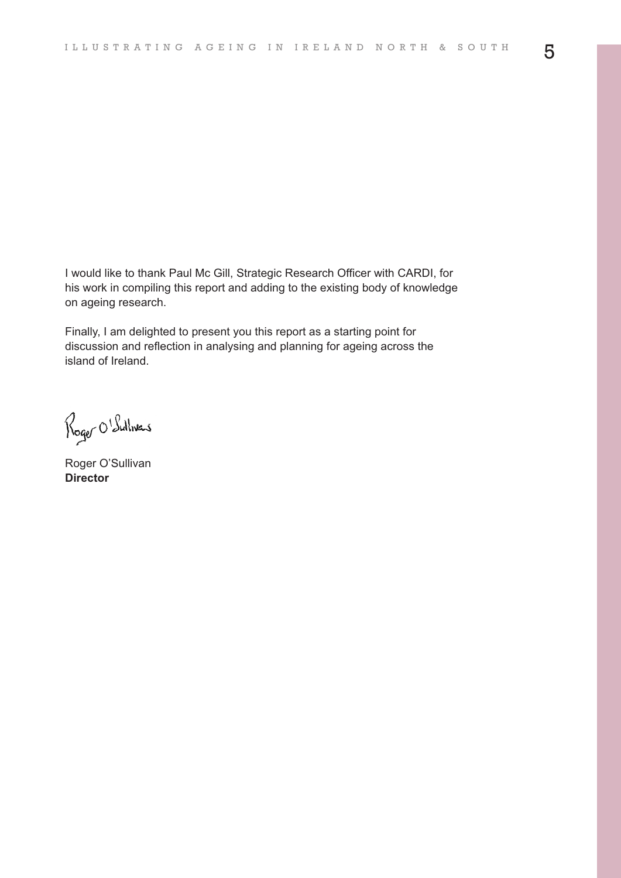I would like to thank Paul Mc Gill, Strategic Research Officer with CARDI, for his work in compiling this report and adding to the existing body of knowledge on ageing research.

Finally, I am delighted to present you this report as a starting point for discussion and reflection in analysing and planning for ageing across the island of Ireland.

Roger O'Sullivan

Roger O'Sullivan  
**Director**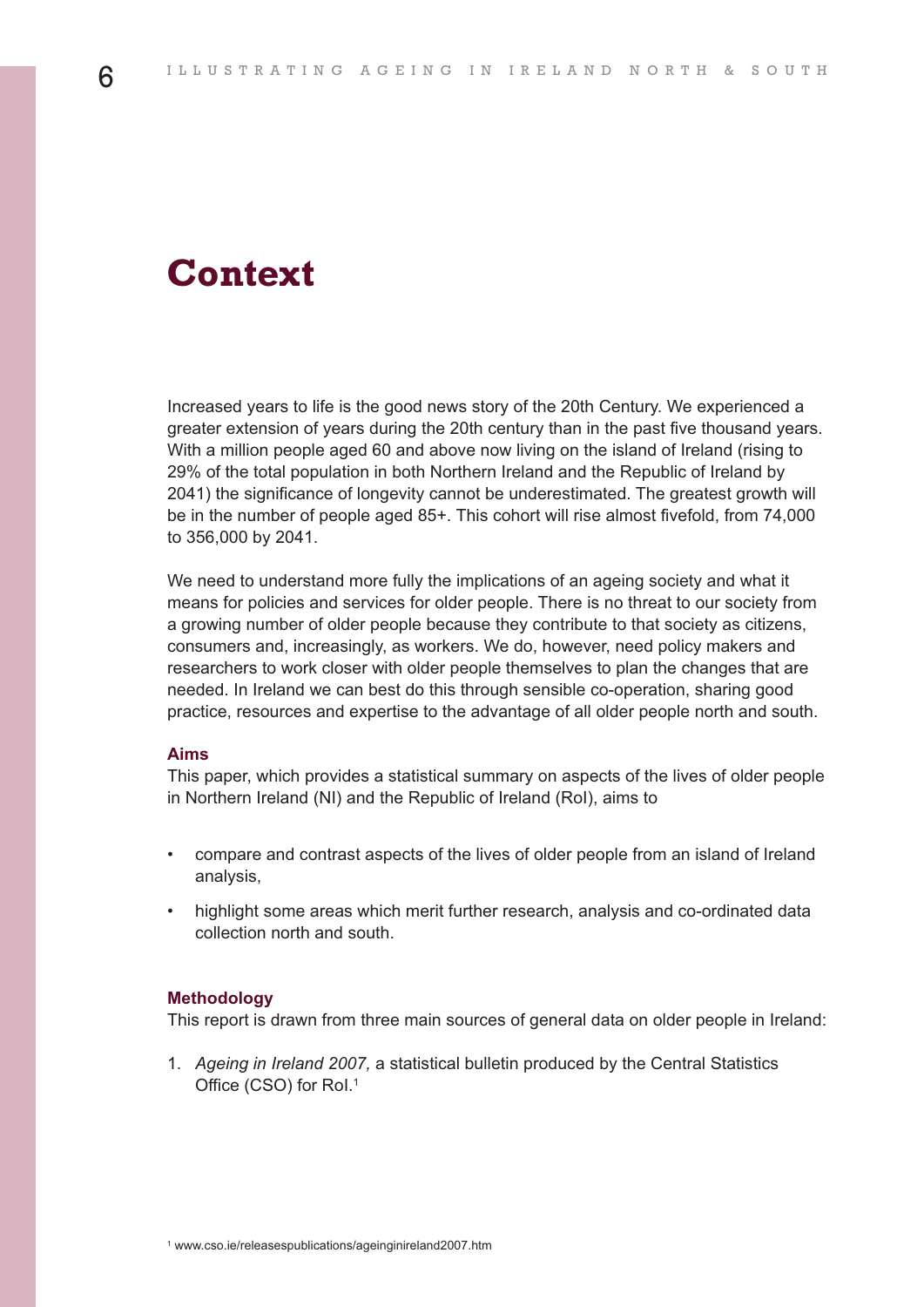# Context

Increased years to life is the good news story of the 20th Century. We experienced a greater extension of years during the 20th century than in the past five thousand years. With a million people aged 60 and above now living on the island of Ireland (rising to 29% of the total population in both Northern Ireland and the Republic of Ireland by 2041) the significance of longevity cannot be underestimated. The greatest growth will be in the number of people aged 85+. This cohort will rise almost fivefold, from 74,000 to 356,000 by 2041.

We need to understand more fully the implications of an ageing society and what it means for policies and services for older people. There is no threat to our society from a growing number of older people because they contribute to that society as citizens, consumers and, increasingly, as workers. We do, however, need policy makers and researchers to work closer with older people themselves to plan the changes that are needed. In Ireland we can best do this through sensible co-operation, sharing good practice, resources and expertise to the advantage of all older people north and south.

### Aims

This paper, which provides a statistical summary on aspects of the lives of older people in Northern Ireland (NI) and the Republic of Ireland (RoI), aims to

- compare and contrast aspects of the lives of older people from an island of Ireland analysis,
- highlight some areas which merit further research, analysis and co-ordinated data collection north and south.

### Methodology

This report is drawn from three main sources of general data on older people in Ireland:

1. *Ageing in Ireland 2007,* a statistical bulletin produced by the Central Statistics Office (CSO) for RoI.[1]

[1] www.cso.ie/releasespublications/ageinginireland2007.htm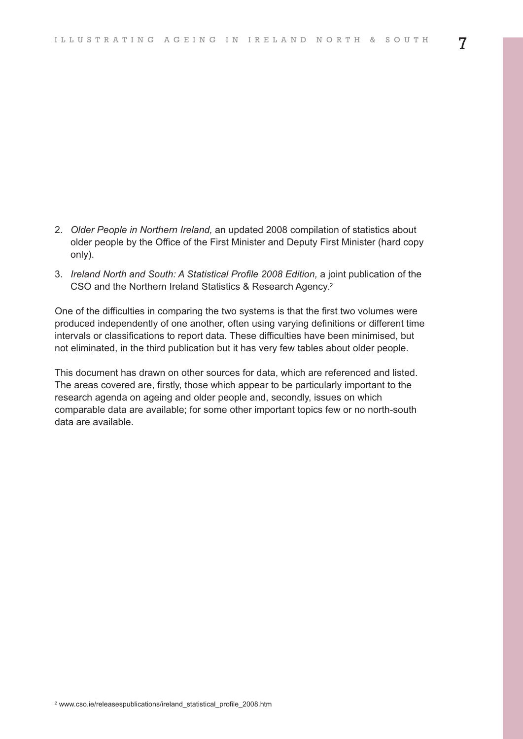2. *Older People in Northern Ireland,* an updated 2008 compilation of statistics about older people by the Office of the First Minister and Deputy First Minister (hard copy only).

3. *Ireland North and South: A Statistical Profile 2008 Edition,* a joint publication of the CSO and the Northern Ireland Statistics & Research Agency.[2]

One of the difficulties in comparing the two systems is that the first two volumes were produced independently of one another, often using varying definitions or different time intervals or classifications to report data. These difficulties have been minimised, but not eliminated, in the third publication but it has very few tables about older people.

This document has drawn on other sources for data, which are referenced and listed. The areas covered are, firstly, those which appear to be particularly important to the research agenda on ageing and older people and, secondly, issues on which comparable data are available; for some other important topics few or no north-south data are available.

[2] www.cso.ie/releasespublications/ireland_statistical_profile_2008.htm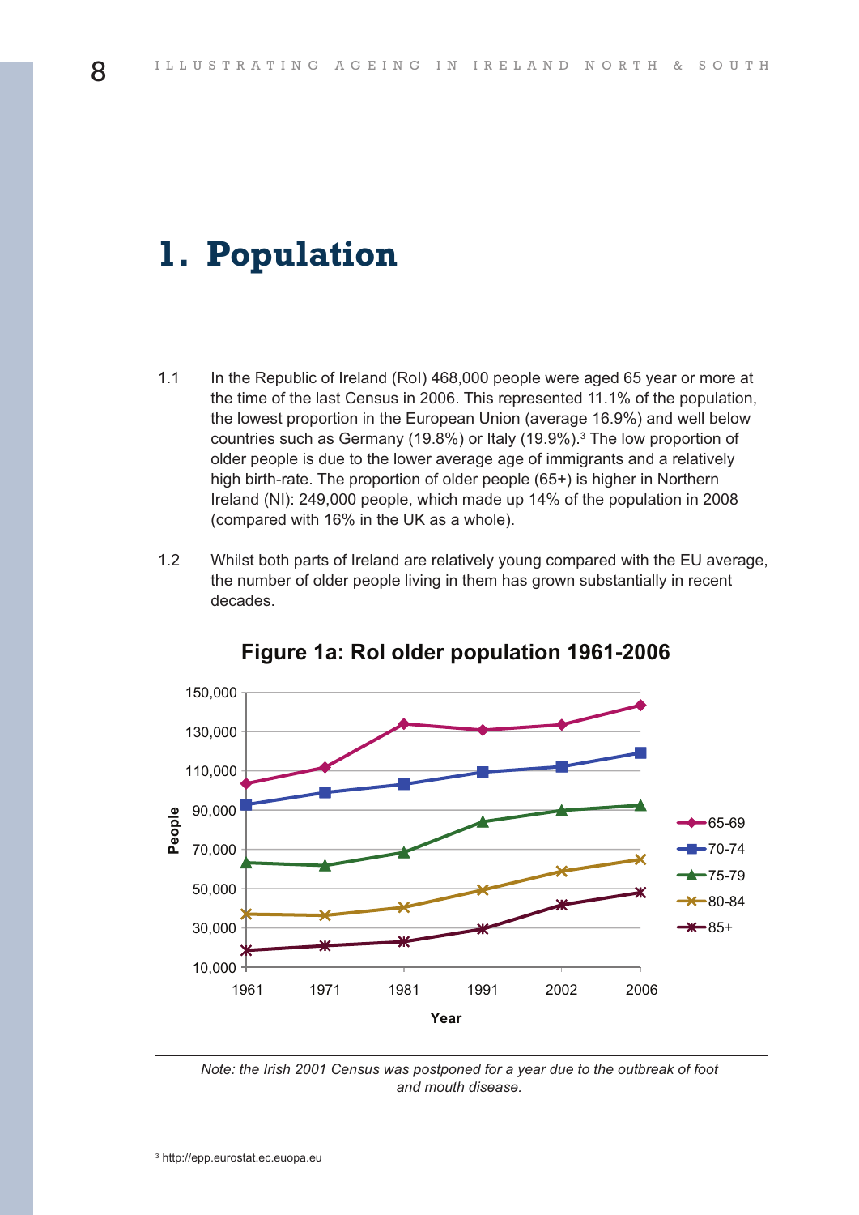# 1. Population

1.1 In the Republic of Ireland (RoI) 468,000 people were aged 65 year or more at the time of the last Census in 2006. This represented 11.1% of the population, the lowest proportion in the European Union (average 16.9%) and well below countries such as Germany (19.8%) or Italy (19.9%).[3] The low proportion of older people is due to the lower average age of immigrants and a relatively high birth-rate. The proportion of older people (65+) is higher in Northern Ireland (NI): 249,000 people, which made up 14% of the population in 2008 (compared with 16% in the UK as a whole).

1.2 Whilst both parts of Ireland are relatively young compared with the EU average, the number of older people living in them has grown substantially in recent decades.

**Figure 1a: RoI older population 1961-2006**

*Note: the Irish 2001 Census was postponed for a year due to the outbreak of foot and mouth disease.*

[3] http://epp.eurostat.ec.euopa.eu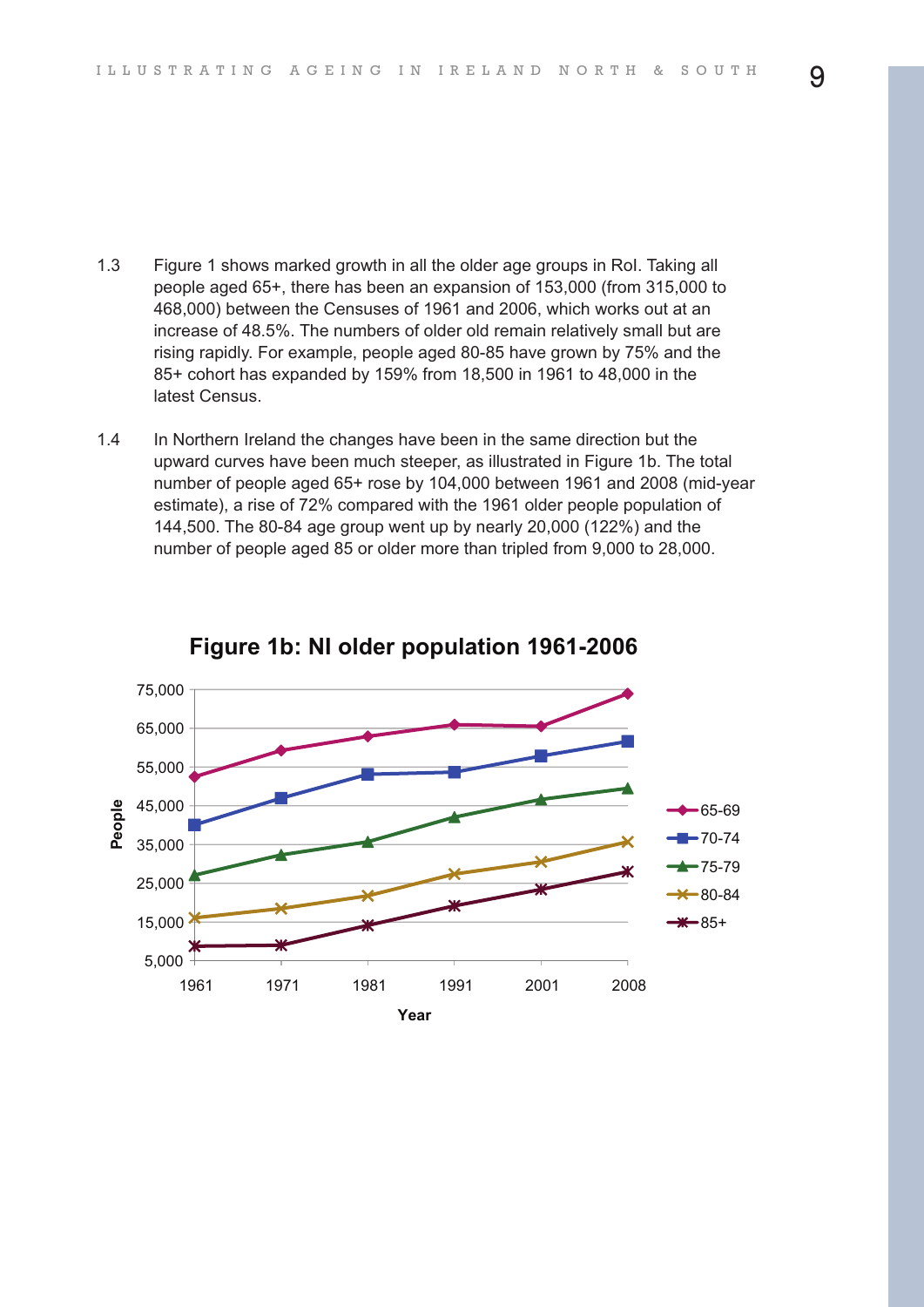1.3 Figure 1 shows marked growth in all the older age groups in RoI. Taking all people aged 65+, there has been an expansion of 153,000 (from 315,000 to 468,000) between the Censuses of 1961 and 2006, which works out at an increase of 48.5%. The numbers of older old remain relatively small but are rising rapidly. For example, people aged 80-85 have grown by 75% and the 85+ cohort has expanded by 159% from 18,500 in 1961 to 48,000 in the latest Census.

1.4 In Northern Ireland the changes have been in the same direction but the upward curves have been much steeper, as illustrated in Figure 1b. The total number of people aged 65+ rose by 104,000 between 1961 and 2008 (mid-year estimate), a rise of 72% compared with the 1961 older people population of 144,500. The 80-84 age group went up by nearly 20,000 (122%) and the number of people aged 85 or older more than tripled from 9,000 to 28,000.

**Figure 1b: NI older population 1961-2006**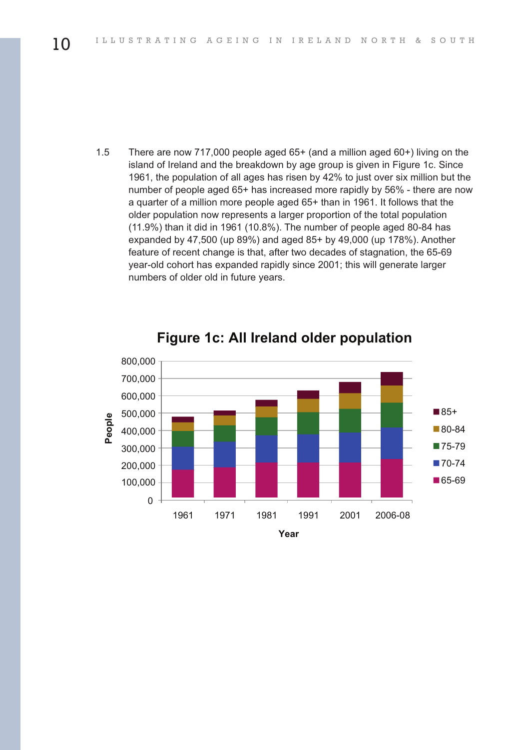1.5 There are now 717,000 people aged 65+ (and a million aged 60+) living on the island of Ireland and the breakdown by age group is given in Figure 1c. Since 1961, the population of all ages has risen by 42% to just over six million but the number of people aged 65+ has increased more rapidly by 56% - there are now a quarter of a million more people aged 65+ than in 1961. It follows that the older population now represents a larger proportion of the total population (11.9%) than it did in 1961 (10.8%). The number of people aged 80-84 has expanded by 47,500 (up 89%) and aged 85+ by 49,000 (up 178%). Another feature of recent change is that, after two decades of stagnation, the 65-69 year-old cohort has expanded rapidly since 2001; this will generate larger numbers of older old in future years.

**Figure 1c: All Ireland older population**

People (0 to 800,000) by Year (1961, 1971, 1981, 1991, 2001, 2006-08); age groups: 85+, 80-84, 75-79, 70-74, 65-69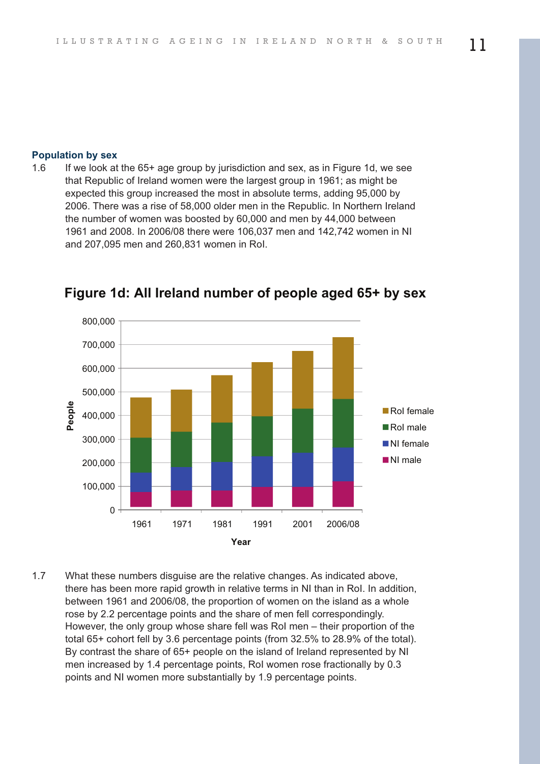### Population by sex

1.6 If we look at the 65+ age group by jurisdiction and sex, as in Figure 1d, we see that Republic of Ireland women were the largest group in 1961; as might be expected this group increased the most in absolute terms, adding 95,000 by 2006. There was a rise of 58,000 older men in the Republic. In Northern Ireland the number of women was boosted by 60,000 and men by 44,000 between 1961 and 2008. In 2006/08 there were 106,037 men and 142,742 women in NI and 207,095 men and 260,831 women in RoI.

**Figure 1d: All Ireland number of people aged 65+ by sex**

1.7 What these numbers disguise are the relative changes. As indicated above, there has been more rapid growth in relative terms in NI than in RoI. In addition, between 1961 and 2006/08, the proportion of women on the island as a whole rose by 2.2 percentage points and the share of men fell correspondingly. However, the only group whose share fell was RoI men – their proportion of the total 65+ cohort fell by 3.6 percentage points (from 32.5% to 28.9% of the total). By contrast the share of 65+ people on the island of Ireland represented by NI men increased by 1.4 percentage points, RoI women rose fractionally by 0.3 points and NI women more substantially by 1.9 percentage points.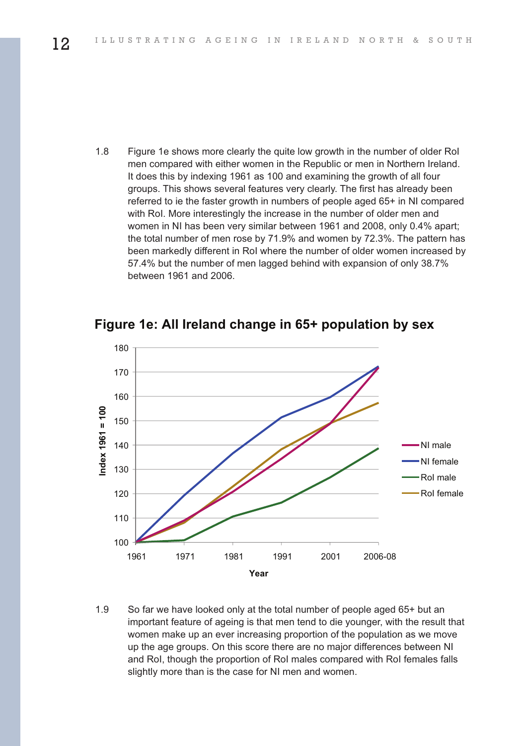1.8 Figure 1e shows more clearly the quite low growth in the number of older RoI men compared with either women in the Republic or men in Northern Ireland. It does this by indexing 1961 as 100 and examining the growth of all four groups. This shows several features very clearly. The first has already been referred to ie the faster growth in numbers of people aged 65+ in NI compared with RoI. More interestingly the increase in the number of older men and women in NI has been very similar between 1961 and 2008, only 0.4% apart; the total number of men rose by 71.9% and women by 72.3%. The pattern has been markedly different in RoI where the number of older women increased by 57.4% but the number of men lagged behind with expansion of only 38.7% between 1961 and 2006.

## Figure 1e: All Ireland change in 65+ population by sex

1.9 So far we have looked only at the total number of people aged 65+ but an important feature of ageing is that men tend to die younger, with the result that women make up an ever increasing proportion of the population as we move up the age groups. On this score there are no major differences between NI and RoI, though the proportion of RoI males compared with RoI females falls slightly more than is the case for NI men and women.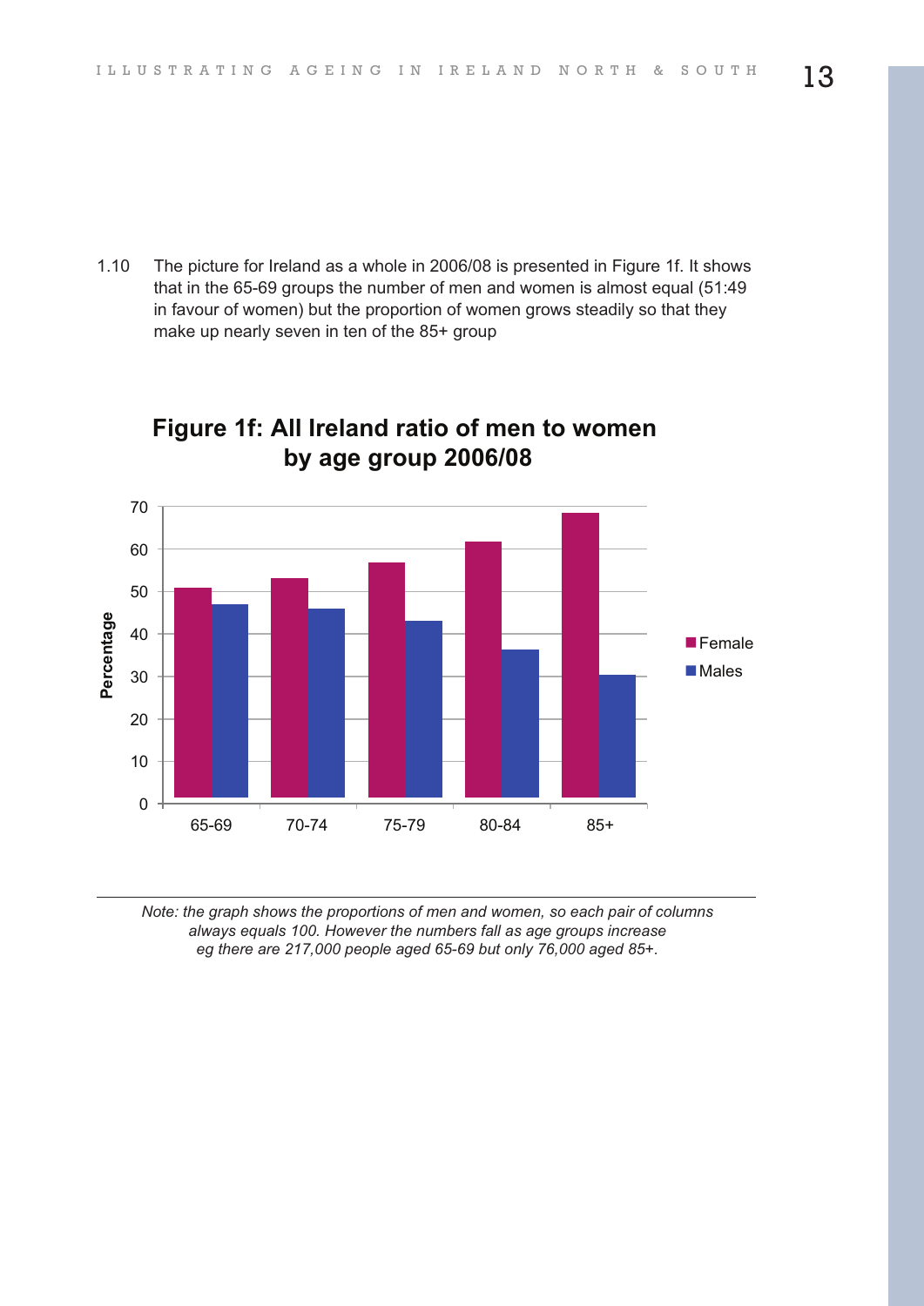1.10 The picture for Ireland as a whole in 2006/08 is presented in Figure 1f. It shows that in the 65-69 groups the number of men and women is almost equal (51:49 in favour of women) but the proportion of women grows steadily so that they make up nearly seven in ten of the 85+ group

**Figure 1f: All Ireland ratio of men to women by age group 2006/08**

*Note: the graph shows the proportions of men and women, so each pair of columns always equals 100. However the numbers fall as age groups increase eg there are 217,000 people aged 65-69 but only 76,000 aged 85+.*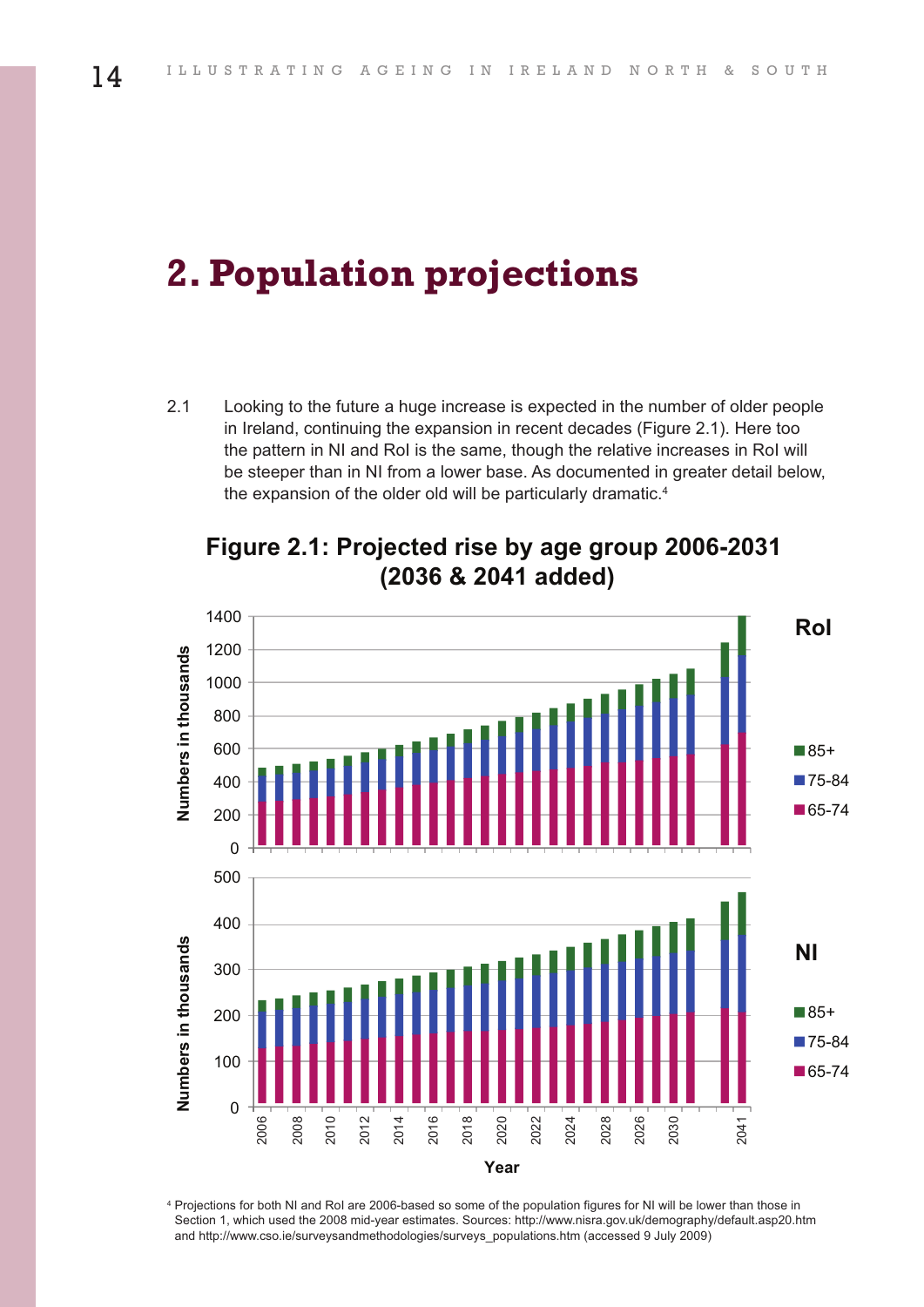# 2. Population projections

2.1 Looking to the future a huge increase is expected in the number of older people in Ireland, continuing the expansion in recent decades (Figure 2.1). Here too the pattern in NI and RoI is the same, though the relative increases in RoI will be steeper than in NI from a lower base. As documented in greater detail below, the expansion of the older old will be particularly dramatic.[4]

**Figure 2.1: Projected rise by age group 2006-2031 (2036 & 2041 added)**

[4] Projections for both NI and RoI are 2006-based so some of the population figures for NI will be lower than those in Section 1, which used the 2008 mid-year estimates. Sources: http://www.nisra.gov.uk/demography/default.asp20.htm and http://www.cso.ie/surveysandmethodologies/surveys_populations.htm (accessed 9 July 2009)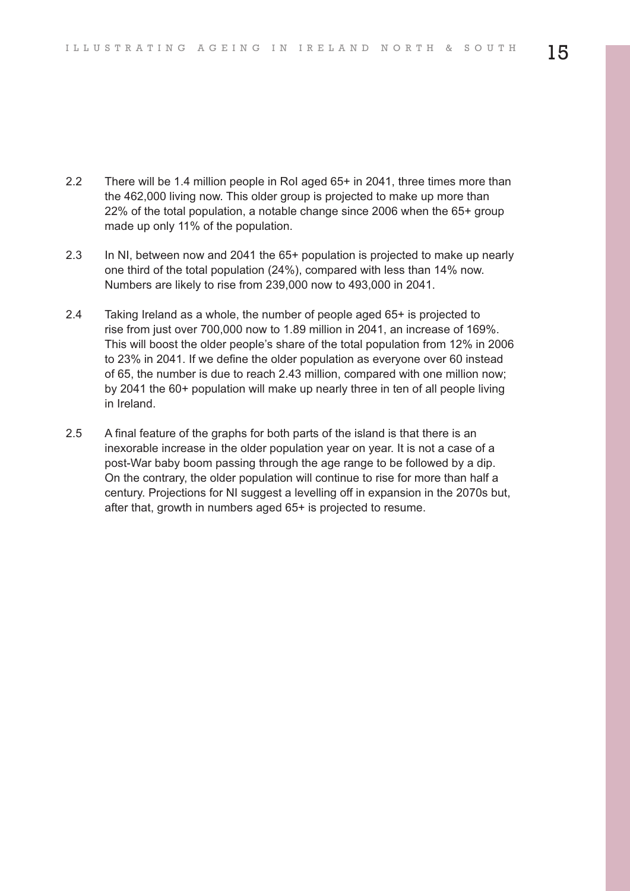2.2 There will be 1.4 million people in RoI aged 65+ in 2041, three times more than the 462,000 living now. This older group is projected to make up more than 22% of the total population, a notable change since 2006 when the 65+ group made up only 11% of the population.

2.3 In NI, between now and 2041 the 65+ population is projected to make up nearly one third of the total population (24%), compared with less than 14% now. Numbers are likely to rise from 239,000 now to 493,000 in 2041.

2.4 Taking Ireland as a whole, the number of people aged 65+ is projected to rise from just over 700,000 now to 1.89 million in 2041, an increase of 169%. This will boost the older people's share of the total population from 12% in 2006 to 23% in 2041. If we define the older population as everyone over 60 instead of 65, the number is due to reach 2.43 million, compared with one million now; by 2041 the 60+ population will make up nearly three in ten of all people living in Ireland.

2.5 A final feature of the graphs for both parts of the island is that there is an inexorable increase in the older population year on year. It is not a case of a post-War baby boom passing through the age range to be followed by a dip. On the contrary, the older population will continue to rise for more than half a century. Projections for NI suggest a levelling off in expansion in the 2070s but, after that, growth in numbers aged 65+ is projected to resume.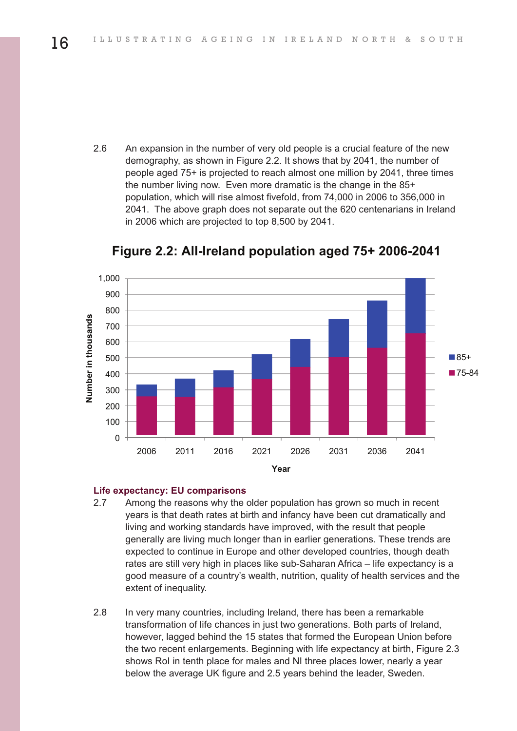2.6 An expansion in the number of very old people is a crucial feature of the new demography, as shown in Figure 2.2. It shows that by 2041, the number of people aged 75+ is projected to reach almost one million by 2041, three times the number living now. Even more dramatic is the change in the 85+ population, which will rise almost fivefold, from 74,000 in 2006 to 356,000 in 2041. The above graph does not separate out the 620 centenarians in Ireland in 2006 which are projected to top 8,500 by 2041.

**Figure 2.2: All-Ireland population aged 75+ 2006-2041**

### Life expectancy: EU comparisons

2.7 Among the reasons why the older population has grown so much in recent years is that death rates at birth and infancy have been cut dramatically and living and working standards have improved, with the result that people generally are living much longer than in earlier generations. These trends are expected to continue in Europe and other developed countries, though death rates are still very high in places like sub-Saharan Africa – life expectancy is a good measure of a country's wealth, nutrition, quality of health services and the extent of inequality.

2.8 In very many countries, including Ireland, there has been a remarkable transformation of life chances in just two generations. Both parts of Ireland, however, lagged behind the 15 states that formed the European Union before the two recent enlargements. Beginning with life expectancy at birth, Figure 2.3 shows RoI in tenth place for males and NI three places lower, nearly a year below the average UK figure and 2.5 years behind the leader, Sweden.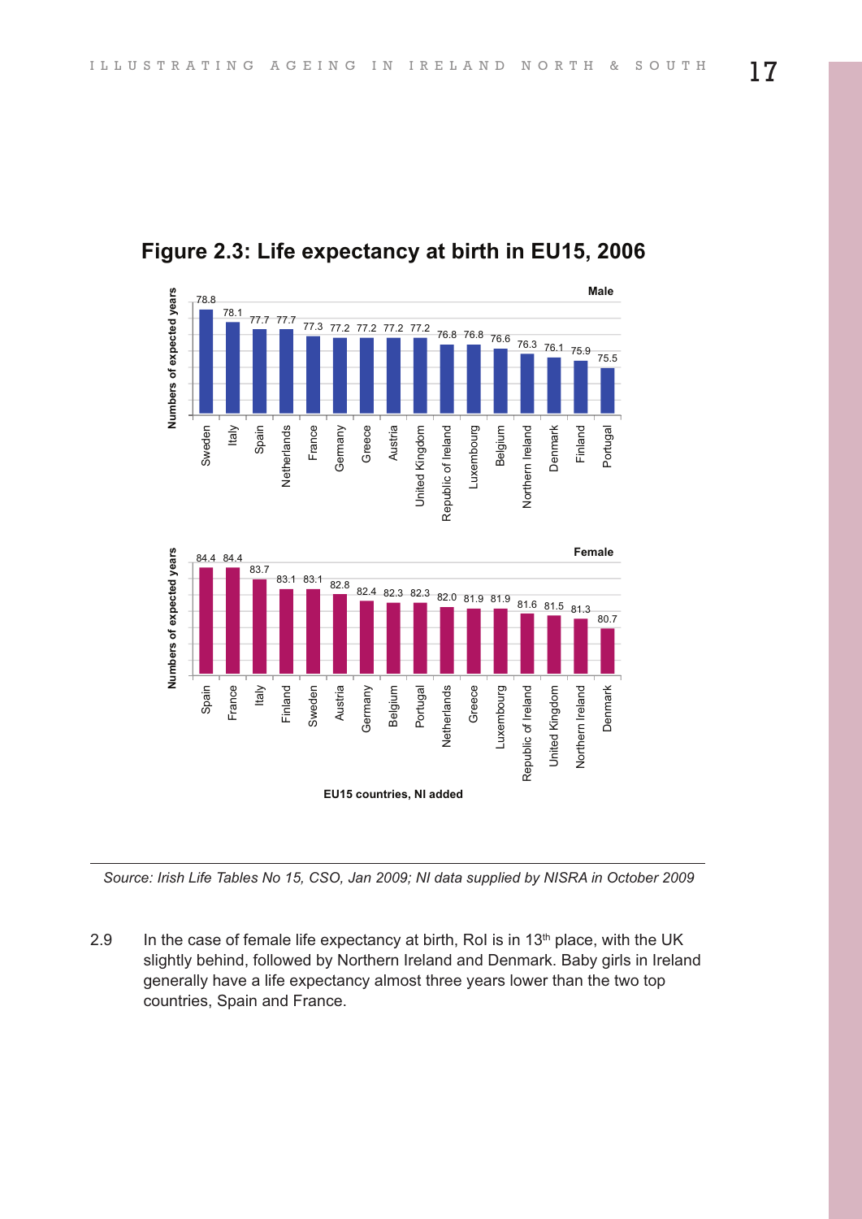## Figure 2.3: Life expectancy at birth in EU15, 2006

**Male**

| Country | Numbers of expected years |
|---|---|
| Sweden | 78.8 |
| Italy | 78.1 |
| Spain | 77.7 |
| Netherlands | 77.7 |
| France | 77.3 |
| Germany | 77.2 |
| Greece | 77.2 |
| Austria | 77.2 |
| United Kingdom | 77.2 |
| Republic of Ireland | 76.8 |
| Luxembourg | 76.8 |
| Belgium | 76.6 |
| Northern Ireland | 76.3 |
| Denmark | 76.1 |
| Finland | 75.9 |
| Portugal | 75.5 |

**Female**

| Country | Numbers of expected years |
|---|---|
| Spain | 84.4 |
| France | 84.4 |
| Italy | 83.7 |
| Finland | 83.1 |
| Sweden | 83.1 |
| Austria | 82.8 |
| Germany | 82.4 |
| Belgium | 82.3 |
| Portugal | 82.3 |
| Netherlands | 82.0 |
| Greece | 81.9 |
| Luxembourg | 81.9 |
| Republic of Ireland | 81.6 |
| United Kingdom | 81.5 |
| Northern Ireland | 81.3 |
| Denmark | 80.7 |

EU15 countries, NI added

*Source: Irish Life Tables No 15, CSO, Jan 2009; NI data supplied by NISRA in October 2009*

2.9 In the case of female life expectancy at birth, RoI is in 13th place, with the UK slightly behind, followed by Northern Ireland and Denmark. Baby girls in Ireland generally have a life expectancy almost three years lower than the two top countries, Spain and France.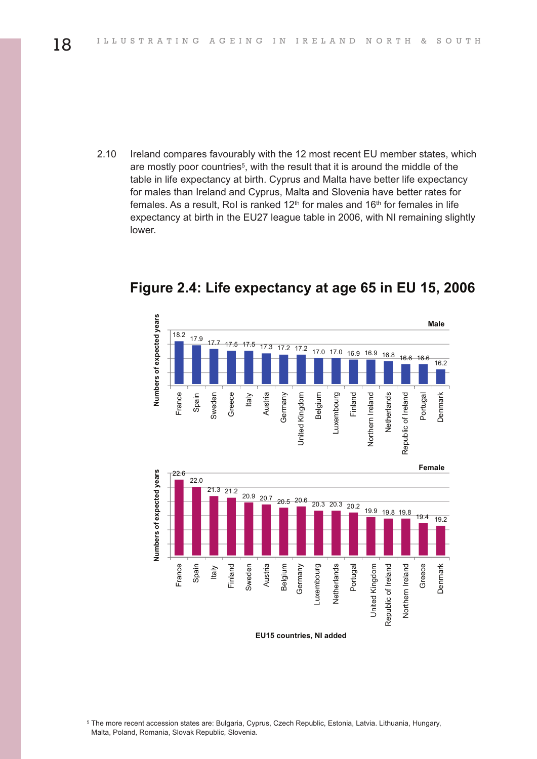2.10 Ireland compares favourably with the 12 most recent EU member states, which are mostly poor countries[5], with the result that it is around the middle of the table in life expectancy at birth. Cyprus and Malta have better life expectancy for males than Ireland and Cyprus, Malta and Slovenia have better rates for females. As a result, RoI is ranked 12th for males and 16th for females in life expectancy at birth in the EU27 league table in 2006, with NI remaining slightly lower.

## Figure 2.4: Life expectancy at age 65 in EU 15, 2006

**Male** (Numbers of expected years)

| Country | Years |
|---|---|
| France | 18.2 |
| Spain | 17.9 |
| Sweden | 17.7 |
| Greece | 17.5 |
| Italy | 17.5 |
| Austria | 17.3 |
| Germany | 17.2 |
| United Kingdom | 17.2 |
| Belgium | 17.0 |
| Luxembourg | 17.0 |
| Finland | 16.9 |
| Northern Ireland | 16.9 |
| Netherlands | 16.8 |
| Republic of Ireland | 16.6 |
| Portugal | 16.6 |
| Denmark | 16.2 |

**Female** (Numbers of expected years)

| Country | Years |
|---|---|
| France | 22.6 |
| Spain | 22.0 |
| Italy | 21.3 |
| Finland | 21.2 |
| Sweden | 20.9 |
| Austria | 20.7 |
| Belgium | 20.5 |
| Germany | 20.6 |
| Luxembourg | 20.3 |
| Netherlands | 20.3 |
| Portugal | 20.2 |
| United Kingdom | 19.9 |
| Republic of Ireland | 19.8 |
| Northern Ireland | 19.8 |
| Greece | 19.4 |
| Denmark | 19.2 |

**EU15 countries, NI added**

[5] The more recent accession states are: Bulgaria, Cyprus, Czech Republic, Estonia, Latvia. Lithuania, Hungary, Malta, Poland, Romania, Slovak Republic, Slovenia.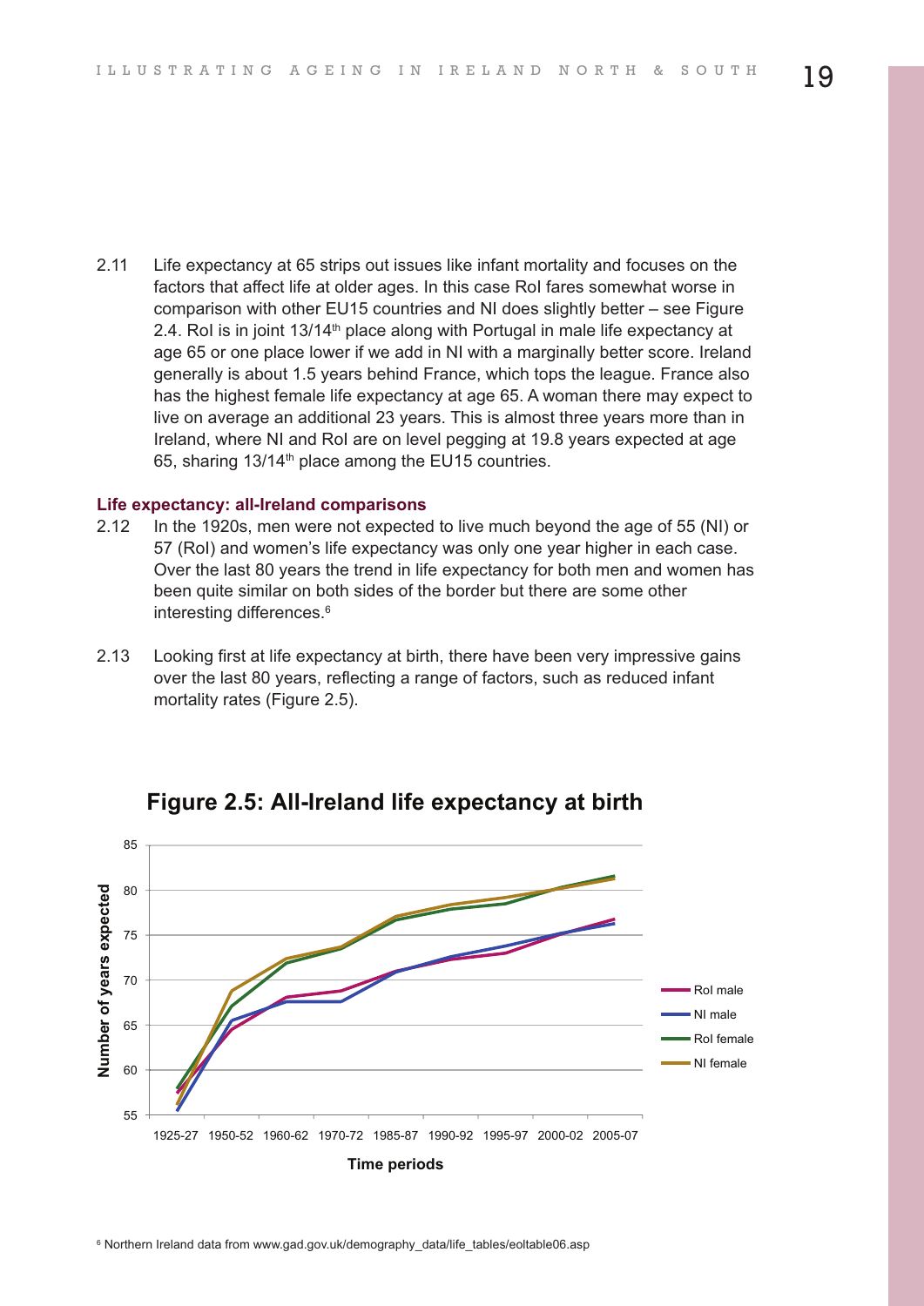2.11 Life expectancy at 65 strips out issues like infant mortality and focuses on the factors that affect life at older ages. In this case RoI fares somewhat worse in comparison with other EU15 countries and NI does slightly better – see Figure 2.4. RoI is in joint 13/14th place along with Portugal in male life expectancy at age 65 or one place lower if we add in NI with a marginally better score. Ireland generally is about 1.5 years behind France, which tops the league. France also has the highest female life expectancy at age 65. A woman there may expect to live on average an additional 23 years. This is almost three years more than in Ireland, where NI and RoI are on level pegging at 19.8 years expected at age 65, sharing 13/14th place among the EU15 countries.

### Life expectancy: all-Ireland comparisons

2.12 In the 1920s, men were not expected to live much beyond the age of 55 (NI) or 57 (RoI) and women's life expectancy was only one year higher in each case. Over the last 80 years the trend in life expectancy for both men and women has been quite similar on both sides of the border but there are some other interesting differences.[6]

2.13 Looking first at life expectancy at birth, there have been very impressive gains over the last 80 years, reflecting a range of factors, such as reduced infant mortality rates (Figure 2.5).

**Figure 2.5: All-Ireland life expectancy at birth**

[6] Northern Ireland data from www.gad.gov.uk/demography_data/life_tables/eoltable06.asp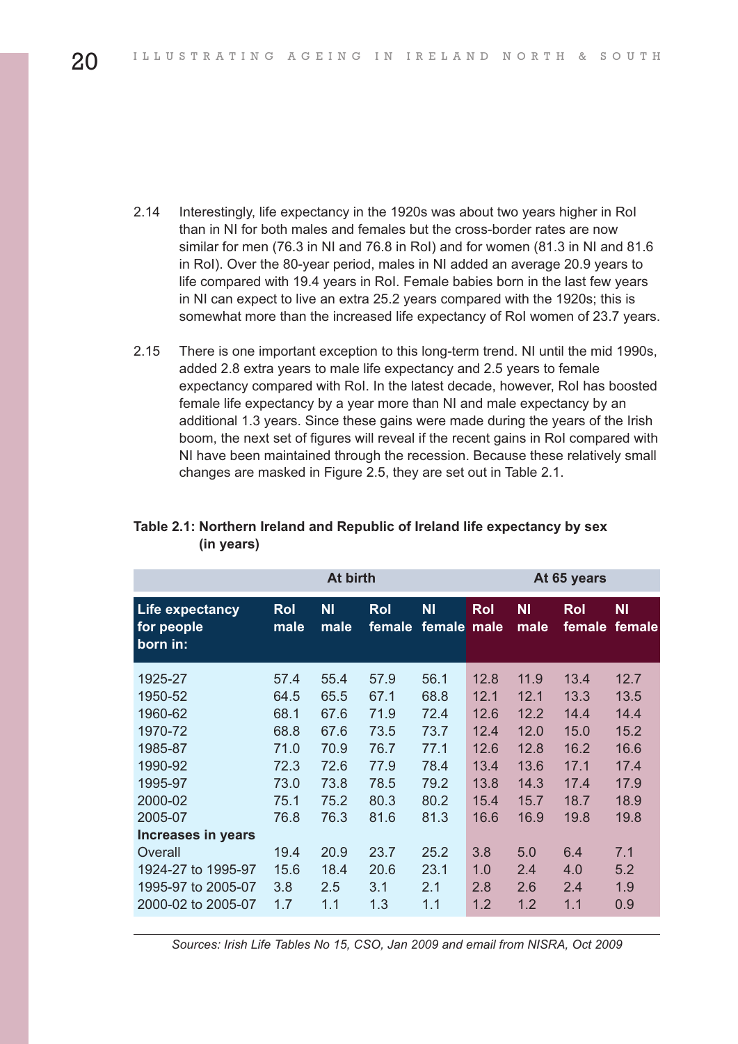2.14 Interestingly, life expectancy in the 1920s was about two years higher in RoI than in NI for both males and females but the cross-border rates are now similar for men (76.3 in NI and 76.8 in RoI) and for women (81.3 in NI and 81.6 in RoI). Over the 80-year period, males in NI added an average 20.9 years to life compared with 19.4 years in RoI. Female babies born in the last few years in NI can expect to live an extra 25.2 years compared with the 1920s; this is somewhat more than the increased life expectancy of RoI women of 23.7 years.

2.15 There is one important exception to this long-term trend. NI until the mid 1990s, added 2.8 extra years to male life expectancy and 2.5 years to female expectancy compared with RoI. In the latest decade, however, RoI has boosted female life expectancy by a year more than NI and male expectancy by an additional 1.3 years. Since these gains were made during the years of the Irish boom, the next set of figures will reveal if the recent gains in RoI compared with NI have been maintained through the recession. Because these relatively small changes are masked in Figure 2.5, they are set out in Table 2.1.

**Table 2.1: Northern Ireland and Republic of Ireland life expectancy by sex (in years)**

| | At birth | | | | At 65 years | | | |
|---|---|---|---|---|---|---|---|---|
| **Life expectancy for people born in:** | **RoI male** | **NI male** | **RoI female** | **NI female** | **RoI male** | **NI male** | **RoI female** | **NI female** |
| 1925-27 | 57.4 | 55.4 | 57.9 | 56.1 | 12.8 | 11.9 | 13.4 | 12.7 |
| 1950-52 | 64.5 | 65.5 | 67.1 | 68.8 | 12.1 | 12.1 | 13.3 | 13.5 |
| 1960-62 | 68.1 | 67.6 | 71.9 | 72.4 | 12.6 | 12.2 | 14.4 | 14.4 |
| 1970-72 | 68.8 | 67.6 | 73.5 | 73.7 | 12.4 | 12.0 | 15.0 | 15.2 |
| 1985-87 | 71.0 | 70.9 | 76.7 | 77.1 | 12.6 | 12.8 | 16.2 | 16.6 |
| 1990-92 | 72.3 | 72.6 | 77.9 | 78.4 | 13.4 | 13.6 | 17.1 | 17.4 |
| 1995-97 | 73.0 | 73.8 | 78.5 | 79.2 | 13.8 | 14.3 | 17.4 | 17.9 |
| 2000-02 | 75.1 | 75.2 | 80.3 | 80.2 | 15.4 | 15.7 | 18.7 | 18.9 |
| 2005-07 | 76.8 | 76.3 | 81.6 | 81.3 | 16.6 | 16.9 | 19.8 | 19.8 |
| **Increases in years** | | | | | | | | |
| Overall | 19.4 | 20.9 | 23.7 | 25.2 | 3.8 | 5.0 | 6.4 | 7.1 |
| 1924-27 to 1995-97 | 15.6 | 18.4 | 20.6 | 23.1 | 1.0 | 2.4 | 4.0 | 5.2 |
| 1995-97 to 2005-07 | 3.8 | 2.5 | 3.1 | 2.1 | 2.8 | 2.6 | 2.4 | 1.9 |
| 2000-02 to 2005-07 | 1.7 | 1.1 | 1.3 | 1.1 | 1.2 | 1.2 | 1.1 | 0.9 |

*Sources: Irish Life Tables No 15, CSO, Jan 2009 and email from NISRA, Oct 2009*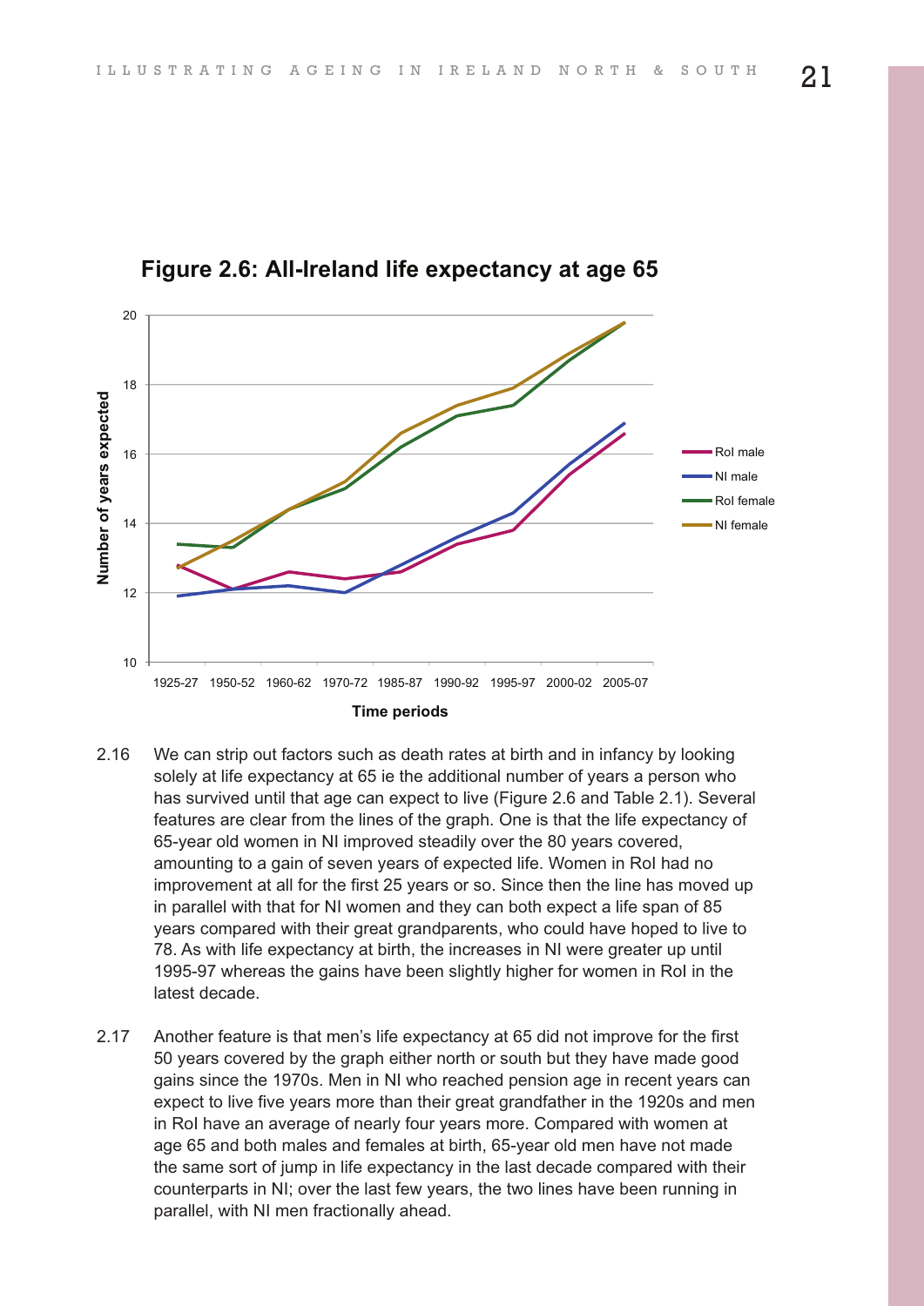**Figure 2.6: All-Ireland life expectancy at age 65**

2.16 We can strip out factors such as death rates at birth and in infancy by looking solely at life expectancy at 65 ie the additional number of years a person who has survived until that age can expect to live (Figure 2.6 and Table 2.1). Several features are clear from the lines of the graph. One is that the life expectancy of 65-year old women in NI improved steadily over the 80 years covered, amounting to a gain of seven years of expected life. Women in RoI had no improvement at all for the first 25 years or so. Since then the line has moved up in parallel with that for NI women and they can both expect a life span of 85 years compared with their great grandparents, who could have hoped to live to 78. As with life expectancy at birth, the increases in NI were greater up until 1995-97 whereas the gains have been slightly higher for women in RoI in the latest decade.

2.17 Another feature is that men's life expectancy at 65 did not improve for the first 50 years covered by the graph either north or south but they have made good gains since the 1970s. Men in NI who reached pension age in recent years can expect to live five years more than their great grandfather in the 1920s and men in RoI have an average of nearly four years more. Compared with women at age 65 and both males and females at birth, 65-year old men have not made the same sort of jump in life expectancy in the last decade compared with their counterparts in NI; over the last few years, the two lines have been running in parallel, with NI men fractionally ahead.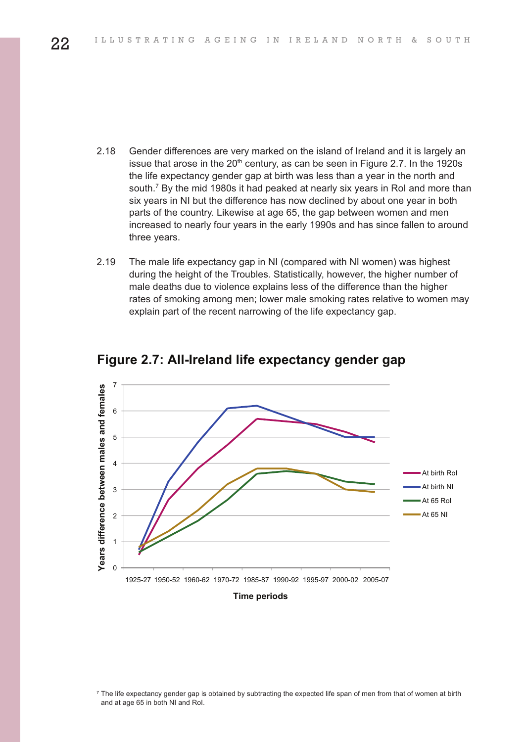2.18 Gender differences are very marked on the island of Ireland and it is largely an issue that arose in the 20th century, as can be seen in Figure 2.7. In the 1920s the life expectancy gender gap at birth was less than a year in the north and south.[7] By the mid 1980s it had peaked at nearly six years in RoI and more than six years in NI but the difference has now declined by about one year in both parts of the country. Likewise at age 65, the gap between women and men increased to nearly four years in the early 1990s and has since fallen to around three years.

2.19 The male life expectancy gap in NI (compared with NI women) was highest during the height of the Troubles. Statistically, however, the higher number of male deaths due to violence explains less of the difference than the higher rates of smoking among men; lower male smoking rates relative to women may explain part of the recent narrowing of the life expectancy gap.

## Figure 2.7: All-Ireland life expectancy gender gap

Years difference between males and females

Time periods: 1925-27, 1950-52, 1960-62, 1970-72, 1985-87, 1990-92, 1995-97, 2000-02, 2005-07

Legend: At birth RoI, At birth NI, At 65 RoI, At 65 NI

[7] The life expectancy gender gap is obtained by subtracting the expected life span of men from that of women at birth and at age 65 in both NI and RoI.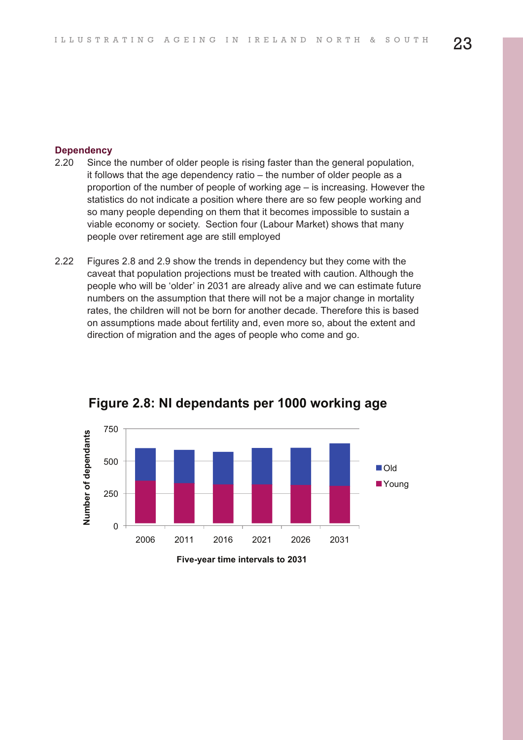### Dependency

2.20 Since the number of older people is rising faster than the general population, it follows that the age dependency ratio – the number of older people as a proportion of the number of people of working age – is increasing. However the statistics do not indicate a position where there are so few people working and so many people depending on them that it becomes impossible to sustain a viable economy or society. Section four (Labour Market) shows that many people over retirement age are still employed

2.22 Figures 2.8 and 2.9 show the trends in dependency but they come with the caveat that population projections must be treated with caution. Although the people who will be 'older' in 2031 are already alive and we can estimate future numbers on the assumption that there will not be a major change in mortality rates, the children will not be born for another decade. Therefore this is based on assumptions made about fertility and, even more so, about the extent and direction of migration and the ages of people who come and go.

**Figure 2.8: NI dependants per 1000 working age**

Number of dependants: 0, 250, 500, 750

Legend: Old, Young

2006, 2011, 2016, 2021, 2026, 2031

Five-year time intervals to 2031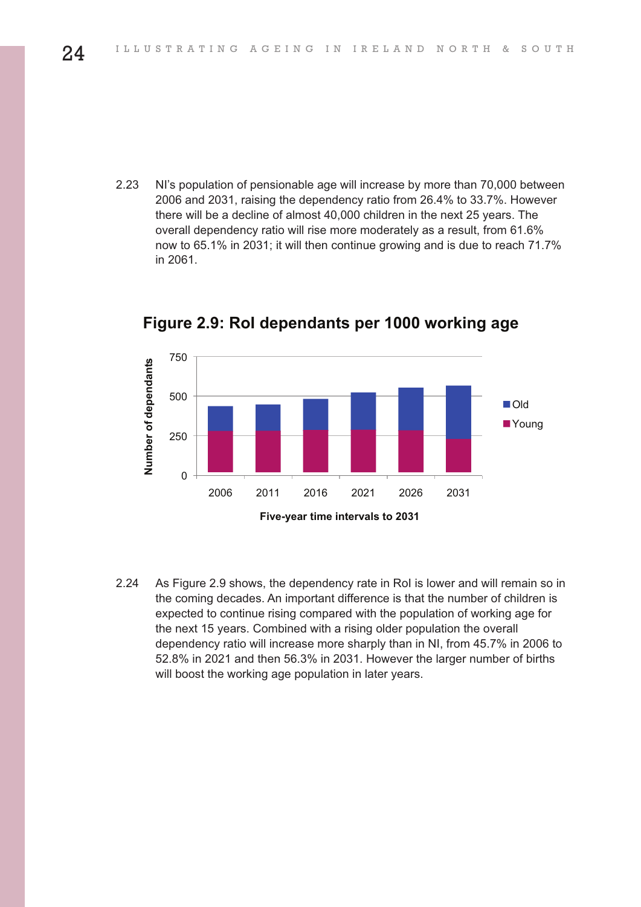2.23 NI's population of pensionable age will increase by more than 70,000 between 2006 and 2031, raising the dependency ratio from 26.4% to 33.7%. However there will be a decline of almost 40,000 children in the next 25 years. The overall dependency ratio will rise more moderately as a result, from 61.6% now to 65.1% in 2031; it will then continue growing and is due to reach 71.7% in 2061.

**Figure 2.9: RoI dependants per 1000 working age**

2.24 As Figure 2.9 shows, the dependency rate in RoI is lower and will remain so in the coming decades. An important difference is that the number of children is expected to continue rising compared with the population of working age for the next 15 years. Combined with a rising older population the overall dependency ratio will increase more sharply than in NI, from 45.7% in 2006 to 52.8% in 2021 and then 56.3% in 2031. However the larger number of births will boost the working age population in later years.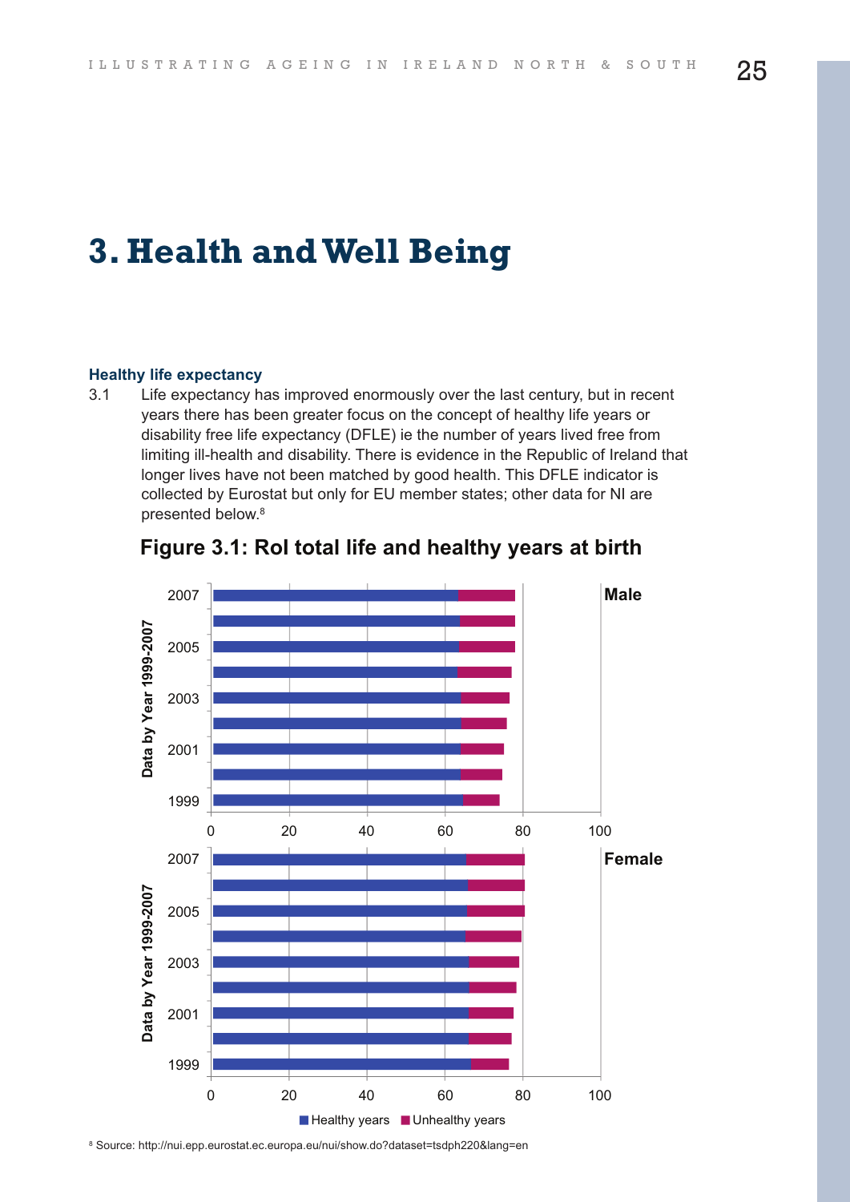# 3. Health and Well Being

### Healthy life expectancy

3.1 Life expectancy has improved enormously over the last century, but in recent years there has been greater focus on the concept of healthy life years or disability free life expectancy (DFLE) ie the number of years lived free from limiting ill-health and disability. There is evidence in the Republic of Ireland that longer lives have not been matched by good health. This DFLE indicator is collected by Eurostat but only for EU member states; other data for NI are presented below.[8]

**Figure 3.1: RoI total life and healthy years at birth**

[8] Source: http://nui.epp.eurostat.ec.europa.eu/nui/show.do?dataset=tsdph220&lang=en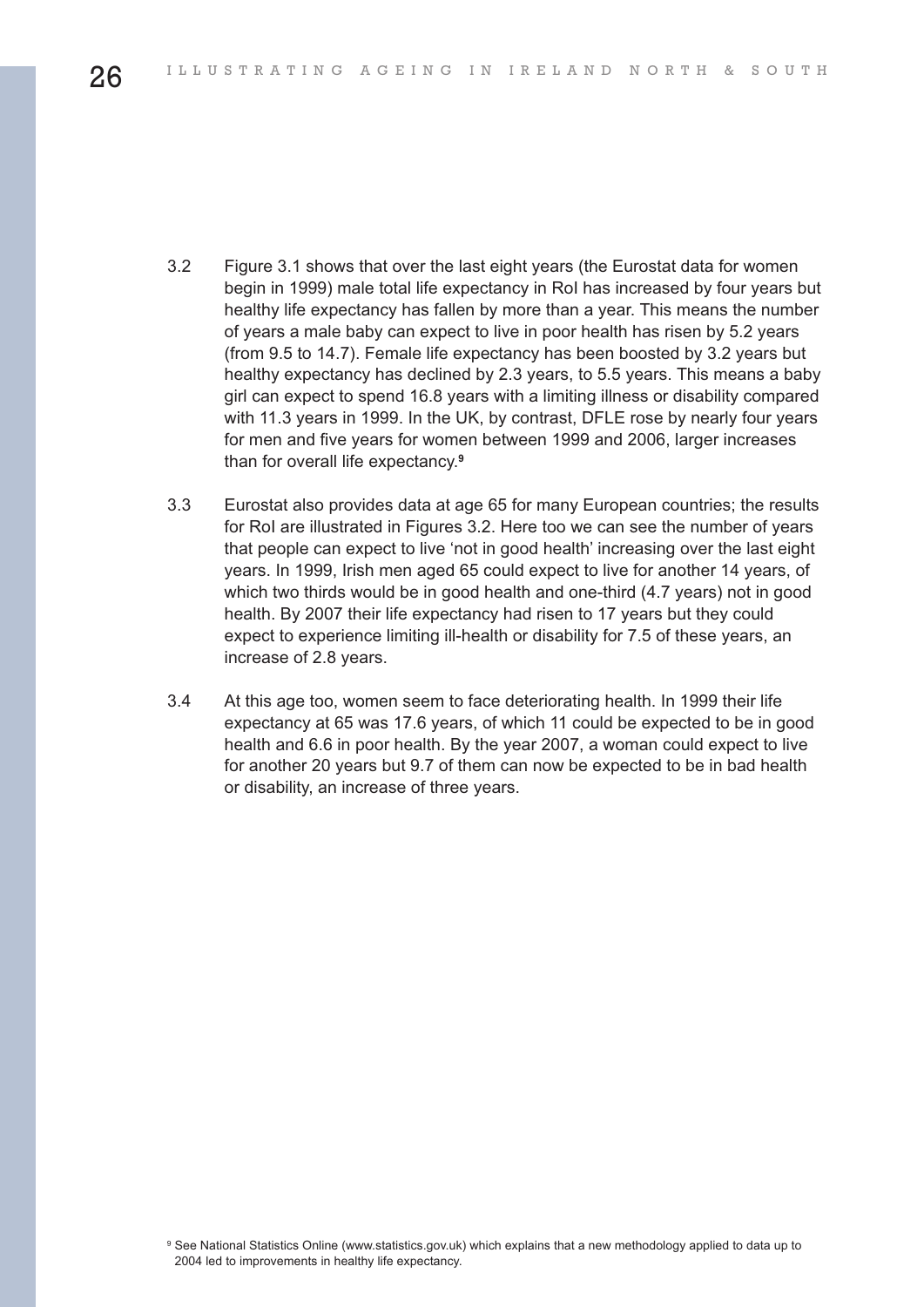3.2 Figure 3.1 shows that over the last eight years (the Eurostat data for women begin in 1999) male total life expectancy in RoI has increased by four years but healthy life expectancy has fallen by more than a year. This means the number of years a male baby can expect to live in poor health has risen by 5.2 years (from 9.5 to 14.7). Female life expectancy has been boosted by 3.2 years but healthy expectancy has declined by 2.3 years, to 5.5 years. This means a baby girl can expect to spend 16.8 years with a limiting illness or disability compared with 11.3 years in 1999. In the UK, by contrast, DFLE rose by nearly four years for men and five years for women between 1999 and 2006, larger increases than for overall life expectancy.[9]

3.3 Eurostat also provides data at age 65 for many European countries; the results for RoI are illustrated in Figures 3.2. Here too we can see the number of years that people can expect to live 'not in good health' increasing over the last eight years. In 1999, Irish men aged 65 could expect to live for another 14 years, of which two thirds would be in good health and one-third (4.7 years) not in good health. By 2007 their life expectancy had risen to 17 years but they could expect to experience limiting ill-health or disability for 7.5 of these years, an increase of 2.8 years.

3.4 At this age too, women seem to face deteriorating health. In 1999 their life expectancy at 65 was 17.6 years, of which 11 could be expected to be in good health and 6.6 in poor health. By the year 2007, a woman could expect to live for another 20 years but 9.7 of them can now be expected to be in bad health or disability, an increase of three years.

[9] See National Statistics Online (www.statistics.gov.uk) which explains that a new methodology applied to data up to 2004 led to improvements in healthy life expectancy.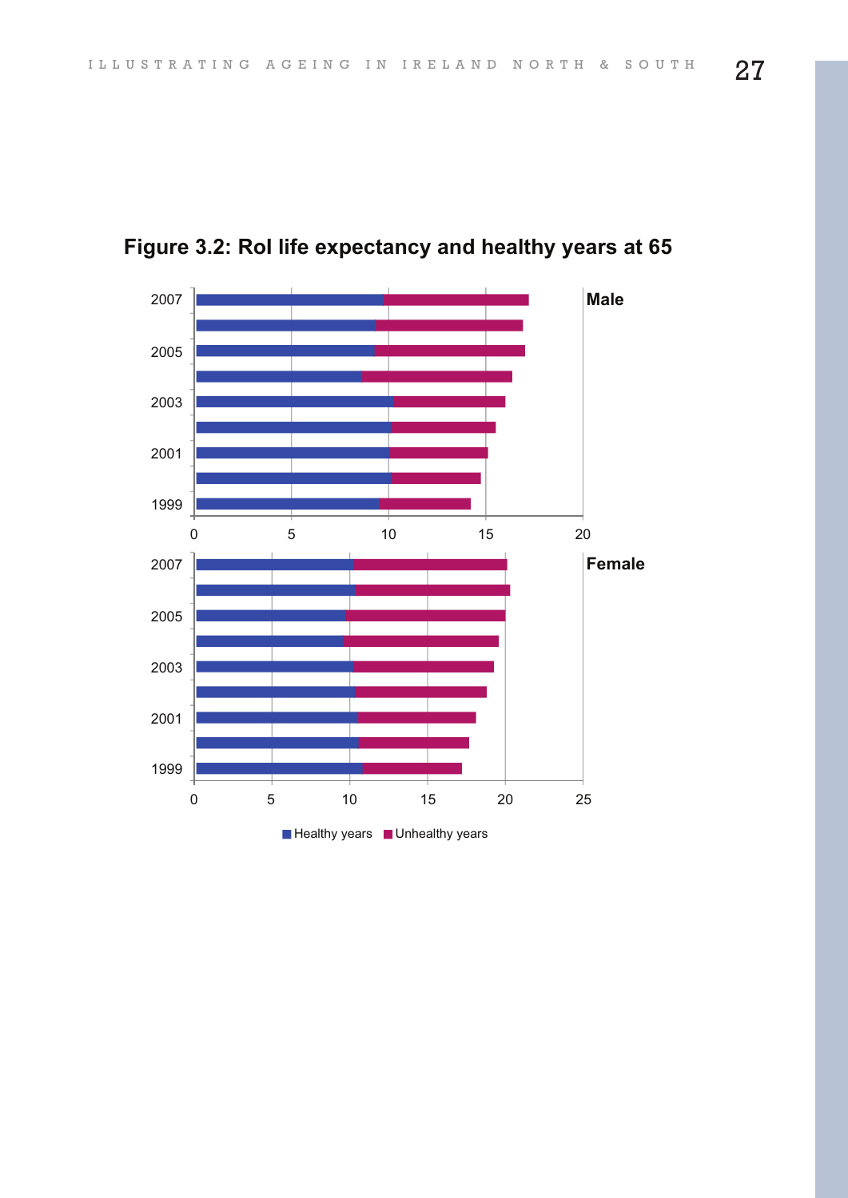**Figure 3.2: RoI life expectancy and healthy years at 65**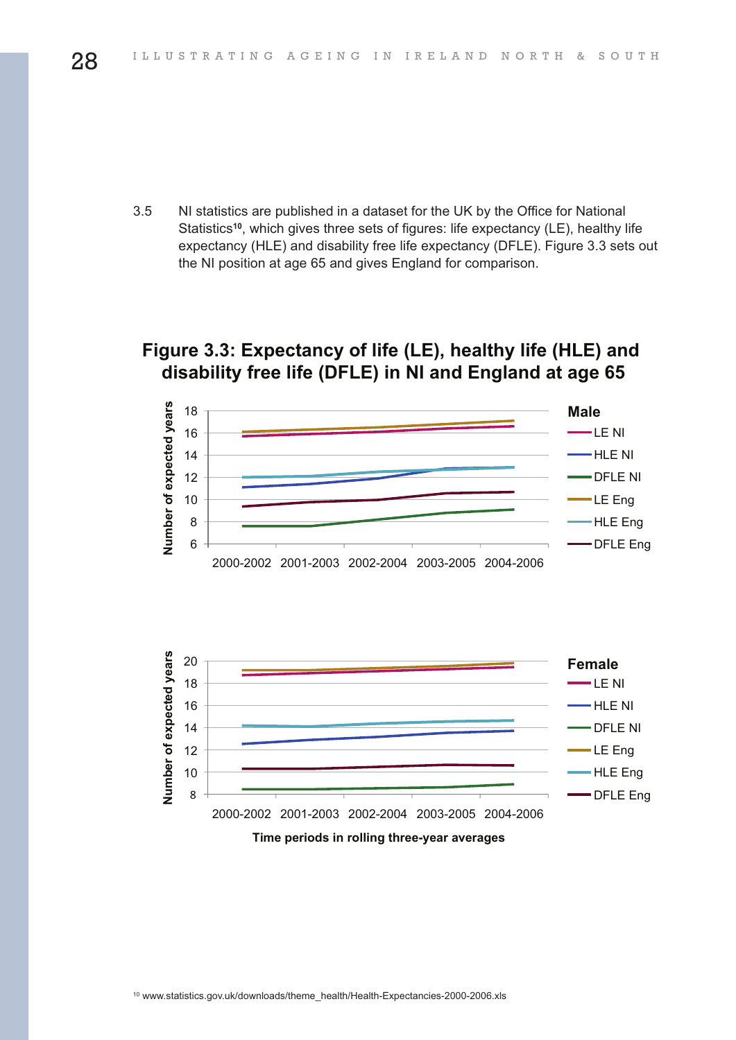3.5 NI statistics are published in a dataset for the UK by the Office for National Statistics[10], which gives three sets of figures: life expectancy (LE), healthy life expectancy (HLE) and disability free life expectancy (DFLE). Figure 3.3 sets out the NI position at age 65 and gives England for comparison.

## Figure 3.3: Expectancy of life (LE), healthy life (HLE) and disability free life (DFLE) in NI and England at age 65

**Male**

Number of expected years (y-axis: 6–18); legend: LE NI, HLE NI, DFLE NI, LE Eng, HLE Eng, DFLE Eng

2000-2002 2001-2003 2002-2004 2003-2005 2004-2006

**Female**

Number of expected years (y-axis: 8–20); legend: LE NI, HLE NI, DFLE NI, LE Eng, HLE Eng, DFLE Eng

2000-2002 2001-2003 2002-2004 2003-2005 2004-2006

**Time periods in rolling three-year averages**

[10] www.statistics.gov.uk/downloads/theme_health/Health-Expectancies-2000-2006.xls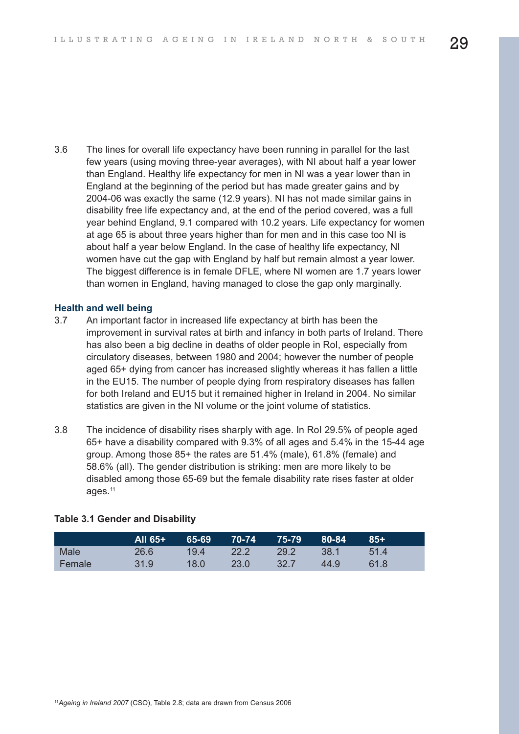3.6 The lines for overall life expectancy have been running in parallel for the last few years (using moving three-year averages), with NI about half a year lower than England. Healthy life expectancy for men in NI was a year lower than in England at the beginning of the period but has made greater gains and by 2004-06 was exactly the same (12.9 years). NI has not made similar gains in disability free life expectancy and, at the end of the period covered, was a full year behind England, 9.1 compared with 10.2 years. Life expectancy for women at age 65 is about three years higher than for men and in this case too NI is about half a year below England. In the case of healthy life expectancy, NI women have cut the gap with England by half but remain almost a year lower. The biggest difference is in female DFLE, where NI women are 1.7 years lower than women in England, having managed to close the gap only marginally.

### Health and well being

3.7 An important factor in increased life expectancy at birth has been the improvement in survival rates at birth and infancy in both parts of Ireland. There has also been a big decline in deaths of older people in RoI, especially from circulatory diseases, between 1980 and 2004; however the number of people aged 65+ dying from cancer has increased slightly whereas it has fallen a little in the EU15. The number of people dying from respiratory diseases has fallen for both Ireland and EU15 but it remained higher in Ireland in 2004. No similar statistics are given in the NI volume or the joint volume of statistics.

3.8 The incidence of disability rises sharply with age. In RoI 29.5% of people aged 65+ have a disability compared with 9.3% of all ages and 5.4% in the 15-44 age group. Among those 85+ the rates are 51.4% (male), 61.8% (female) and 58.6% (all). The gender distribution is striking: men are more likely to be disabled among those 65-69 but the female disability rate rises faster at older ages.[11]

**Table 3.1 Gender and Disability**

| | All 65+ | 65-69 | 70-74 | 75-79 | 80-84 | 85+ |
|---|---|---|---|---|---|---|
| Male | 26.6 | 19.4 | 22.2 | 29.2 | 38.1 | 51.4 |
| Female | 31.9 | 18.0 | 23.0 | 32.7 | 44.9 | 61.8 |

[11] *Ageing in Ireland 2007* (CSO), Table 2.8; data are drawn from Census 2006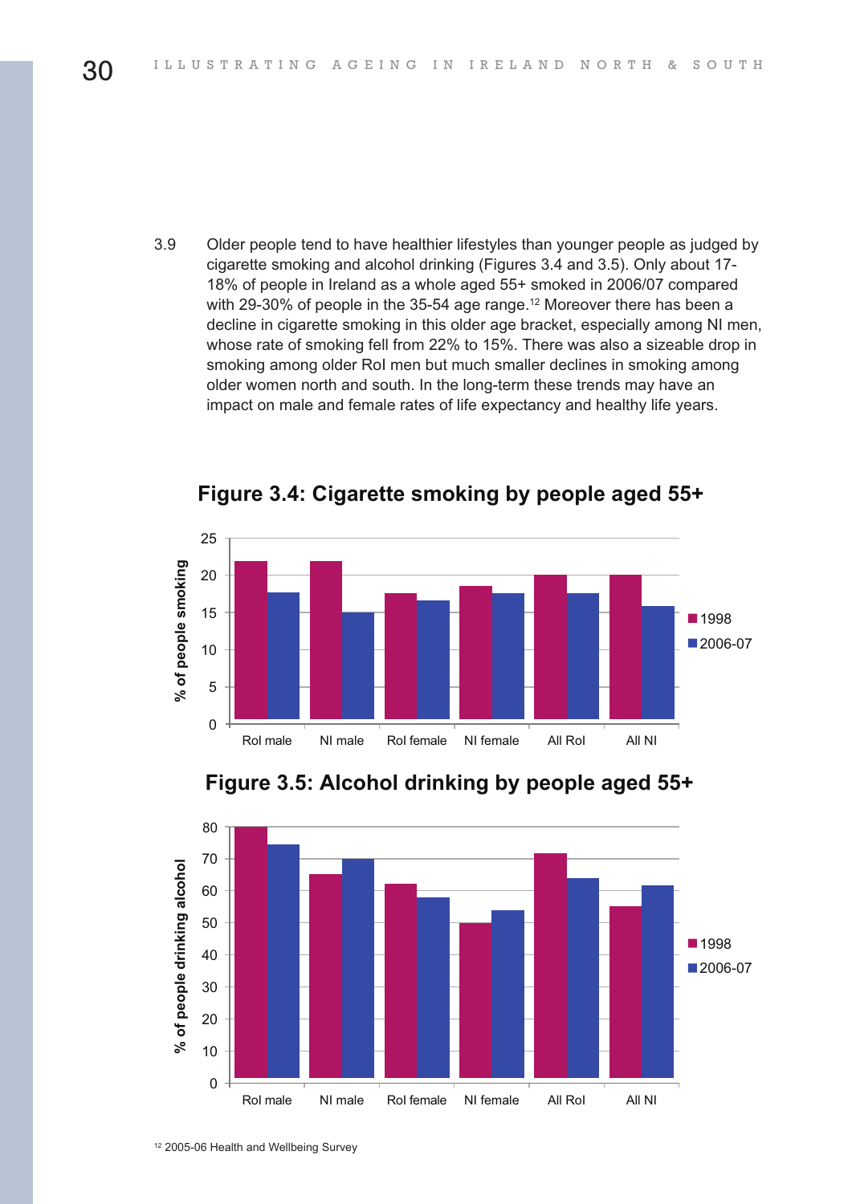3.9 Older people tend to have healthier lifestyles than younger people as judged by cigarette smoking and alcohol drinking (Figures 3.4 and 3.5). Only about 17-18% of people in Ireland as a whole aged 55+ smoked in 2006/07 compared with 29-30% of people in the 35-54 age range.[12] Moreover there has been a decline in cigarette smoking in this older age bracket, especially among NI men, whose rate of smoking fell from 22% to 15%. There was also a sizeable drop in smoking among older RoI men but much smaller declines in smoking among older women north and south. In the long-term these trends may have an impact on male and female rates of life expectancy and healthy life years.

**Figure 3.4: Cigarette smoking by people aged 55+**

**Figure 3.5: Alcohol drinking by people aged 55+**

[12] 2005-06 Health and Wellbeing Survey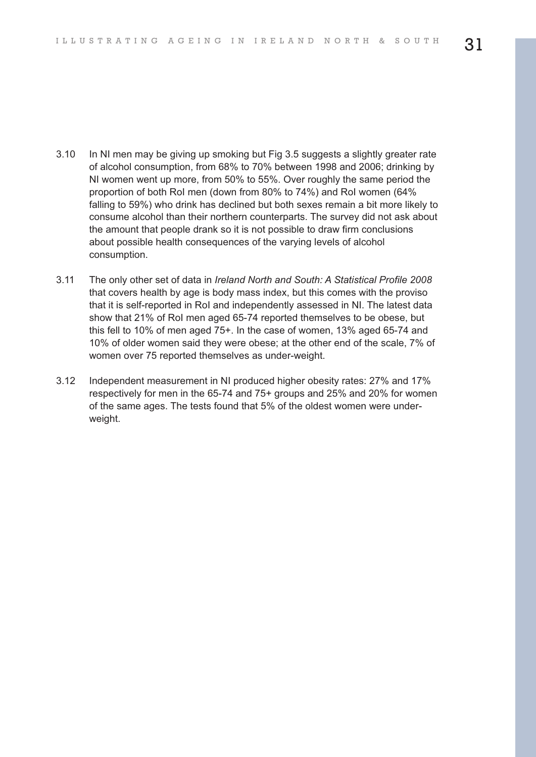3.10 In NI men may be giving up smoking but Fig 3.5 suggests a slightly greater rate of alcohol consumption, from 68% to 70% between 1998 and 2006; drinking by NI women went up more, from 50% to 55%. Over roughly the same period the proportion of both RoI men (down from 80% to 74%) and RoI women (64% falling to 59%) who drink has declined but both sexes remain a bit more likely to consume alcohol than their northern counterparts. The survey did not ask about the amount that people drank so it is not possible to draw firm conclusions about possible health consequences of the varying levels of alcohol consumption.

3.11 The only other set of data in *Ireland North and South: A Statistical Profile 2008* that covers health by age is body mass index, but this comes with the proviso that it is self-reported in RoI and independently assessed in NI. The latest data show that 21% of RoI men aged 65-74 reported themselves to be obese, but this fell to 10% of men aged 75+. In the case of women, 13% aged 65-74 and 10% of older women said they were obese; at the other end of the scale, 7% of women over 75 reported themselves as under-weight.

3.12 Independent measurement in NI produced higher obesity rates: 27% and 17% respectively for men in the 65-74 and 75+ groups and 25% and 20% for women of the same ages. The tests found that 5% of the oldest women were under-weight.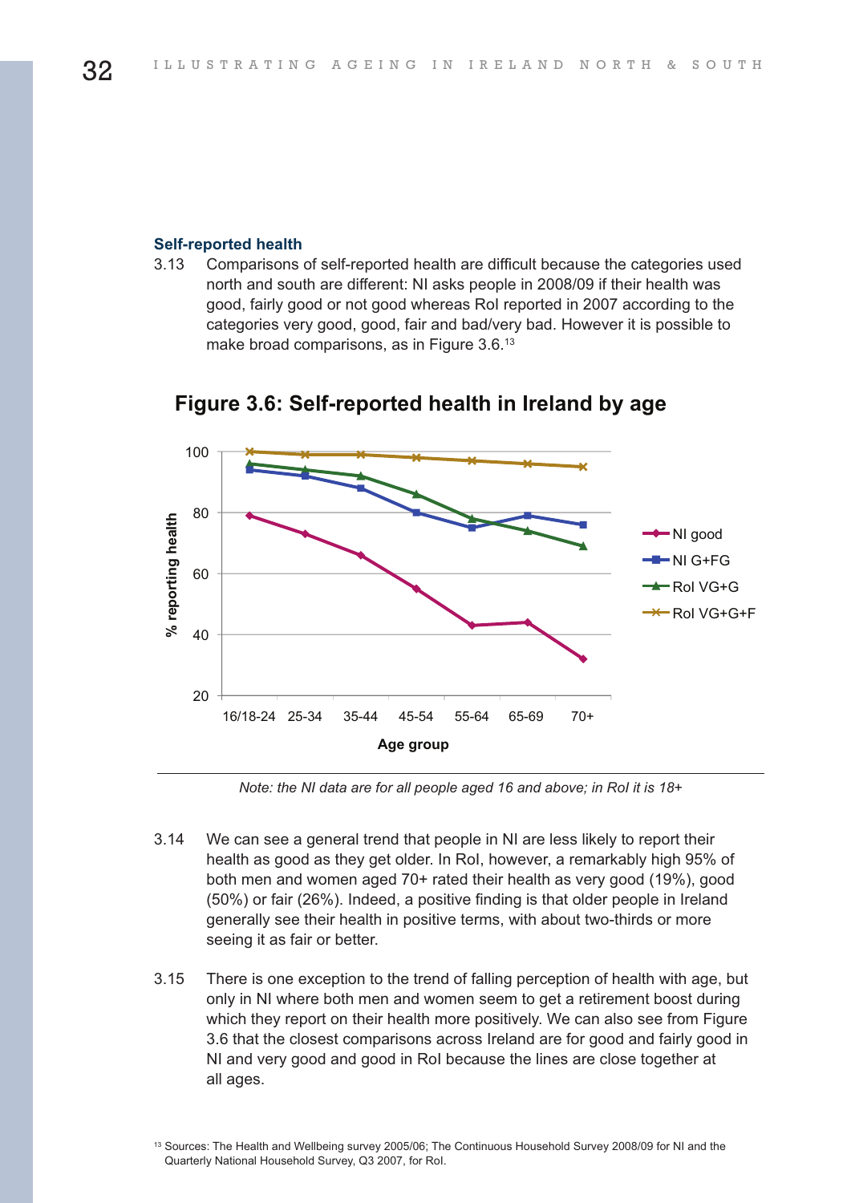### Self-reported health

3.13 Comparisons of self-reported health are difficult because the categories used north and south are different: NI asks people in 2008/09 if their health was good, fairly good or not good whereas RoI reported in 2007 according to the categories very good, good, fair and bad/very bad. However it is possible to make broad comparisons, as in Figure 3.6.[13]

## Figure 3.6: Self-reported health in Ireland by age

*Note: the NI data are for all people aged 16 and above; in RoI it is 18+*

3.14 We can see a general trend that people in NI are less likely to report their health as good as they get older. In RoI, however, a remarkably high 95% of both men and women aged 70+ rated their health as very good (19%), good (50%) or fair (26%). Indeed, a positive finding is that older people in Ireland generally see their health in positive terms, with about two-thirds or more seeing it as fair or better.

3.15 There is one exception to the trend of falling perception of health with age, but only in NI where both men and women seem to get a retirement boost during which they report on their health more positively. We can also see from Figure 3.6 that the closest comparisons across Ireland are for good and fairly good in NI and very good and good in RoI because the lines are close together at all ages.

[13] Sources: The Health and Wellbeing survey 2005/06; The Continuous Household Survey 2008/09 for NI and the Quarterly National Household Survey, Q3 2007, for RoI.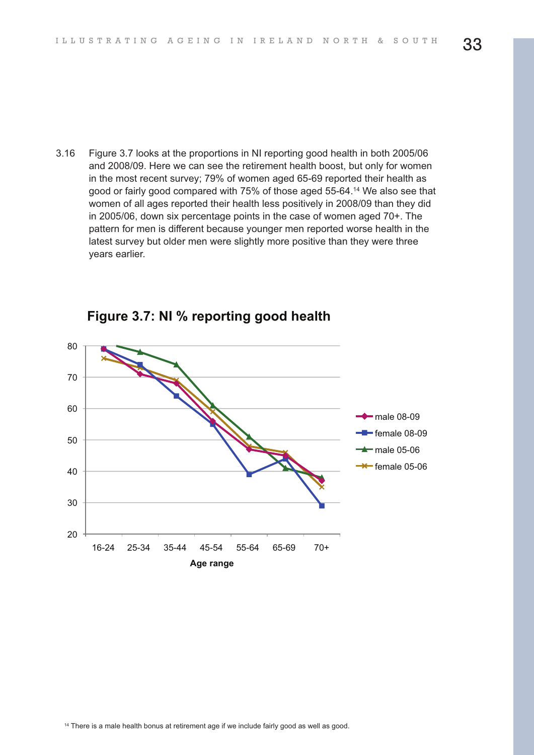3.16 Figure 3.7 looks at the proportions in NI reporting good health in both 2005/06 and 2008/09. Here we can see the retirement health boost, but only for women in the most recent survey; 79% of women aged 65-69 reported their health as good or fairly good compared with 75% of those aged 55-64.[14] We also see that women of all ages reported their health less positively in 2008/09 than they did in 2005/06, down six percentage points in the case of women aged 70+. The pattern for men is different because younger men reported worse health in the latest survey but older men were slightly more positive than they were three years earlier.

**Figure 3.7: NI % reporting good health**

| Age range | male 08-09 | female 08-09 | male 05-06 | female 05-06 |
|---|---|---|---|---|
| 16-24 | 79 | 79 | 80 | 76 |
| 25-34 | 71 | 74 | 78 | 73 |
| 35-44 | 68 | 64 | 74 | 69 |
| 45-54 | 56 | 55 | 61 | 59 |
| 55-64 | 47 | 39 | 51 | 48 |
| 65-69 | 45 | 44 | 41 | 46 |
| 70+ | 37 | 29 | 38 | 35 |

[14] There is a male health bonus at retirement age if we include fairly good as well as good.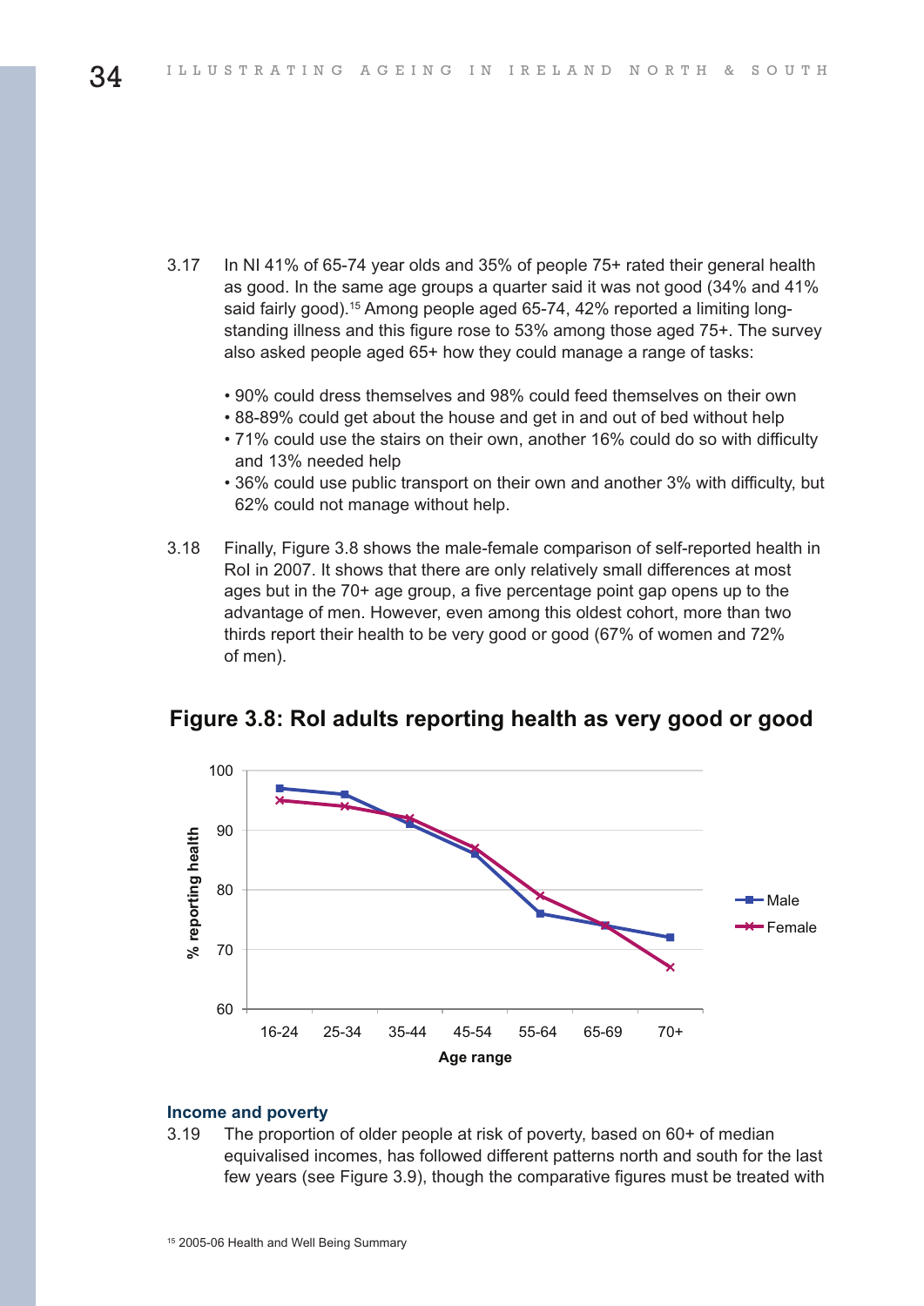3.17 In NI 41% of 65-74 year olds and 35% of people 75+ rated their general health as good. In the same age groups a quarter said it was not good (34% and 41% said fairly good).[15] Among people aged 65-74, 42% reported a limiting long-standing illness and this figure rose to 53% among those aged 75+. The survey also asked people aged 65+ how they could manage a range of tasks:

- 90% could dress themselves and 98% could feed themselves on their own
- 88-89% could get about the house and get in and out of bed without help
- 71% could use the stairs on their own, another 16% could do so with difficulty and 13% needed help
- 36% could use public transport on their own and another 3% with difficulty, but 62% could not manage without help.

3.18 Finally, Figure 3.8 shows the male-female comparison of self-reported health in RoI in 2007. It shows that there are only relatively small differences at most ages but in the 70+ age group, a five percentage point gap opens up to the advantage of men. However, even among this oldest cohort, more than two thirds report their health to be very good or good (67% of women and 72% of men).

**Figure 3.8: RoI adults reporting health as very good or good**

| Age range | Male | Female |
|---|---|---|
| 16-24 | 97 | 95 |
| 25-34 | 96 | 94 |
| 35-44 | 91 | 92 |
| 45-54 | 86 | 87 |
| 55-64 | 76 | 79 |
| 65-69 | 74 | 74 |
| 70+ | 72 | 67 |

## Income and poverty

3.19 The proportion of older people at risk of poverty, based on 60+ of median equivalised incomes, has followed different patterns north and south for the last few years (see Figure 3.9), though the comparative figures must be treated with

[15] 2005-06 Health and Well Being Summary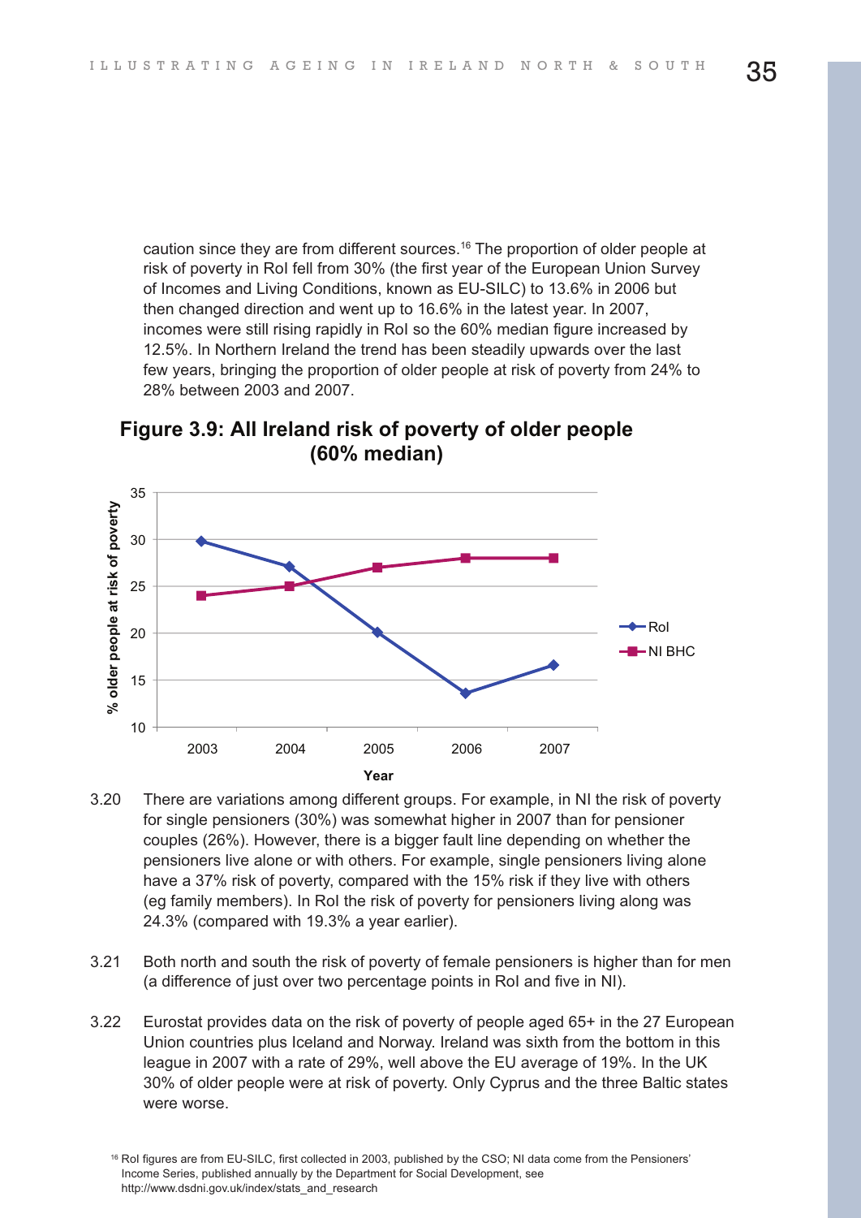caution since they are from different sources.[16] The proportion of older people at risk of poverty in RoI fell from 30% (the first year of the European Union Survey of Incomes and Living Conditions, known as EU-SILC) to 13.6% in 2006 but then changed direction and went up to 16.6% in the latest year. In 2007, incomes were still rising rapidly in RoI so the 60% median figure increased by 12.5%. In Northern Ireland the trend has been steadily upwards over the last few years, bringing the proportion of older people at risk of poverty from 24% to 28% between 2003 and 2007.

**Figure 3.9: All Ireland risk of poverty of older people (60% median)**

3.20 There are variations among different groups. For example, in NI the risk of poverty for single pensioners (30%) was somewhat higher in 2007 than for pensioner couples (26%). However, there is a bigger fault line depending on whether the pensioners live alone or with others. For example, single pensioners living alone have a 37% risk of poverty, compared with the 15% risk if they live with others (eg family members). In RoI the risk of poverty for pensioners living along was 24.3% (compared with 19.3% a year earlier).

3.21 Both north and south the risk of poverty of female pensioners is higher than for men (a difference of just over two percentage points in RoI and five in NI).

3.22 Eurostat provides data on the risk of poverty of people aged 65+ in the 27 European Union countries plus Iceland and Norway. Ireland was sixth from the bottom in this league in 2007 with a rate of 29%, well above the EU average of 19%. In the UK 30% of older people were at risk of poverty. Only Cyprus and the three Baltic states were worse.

[16] RoI figures are from EU-SILC, first collected in 2003, published by the CSO; NI data come from the Pensioners' Income Series, published annually by the Department for Social Development, see http://www.dsdni.gov.uk/index/stats_and_research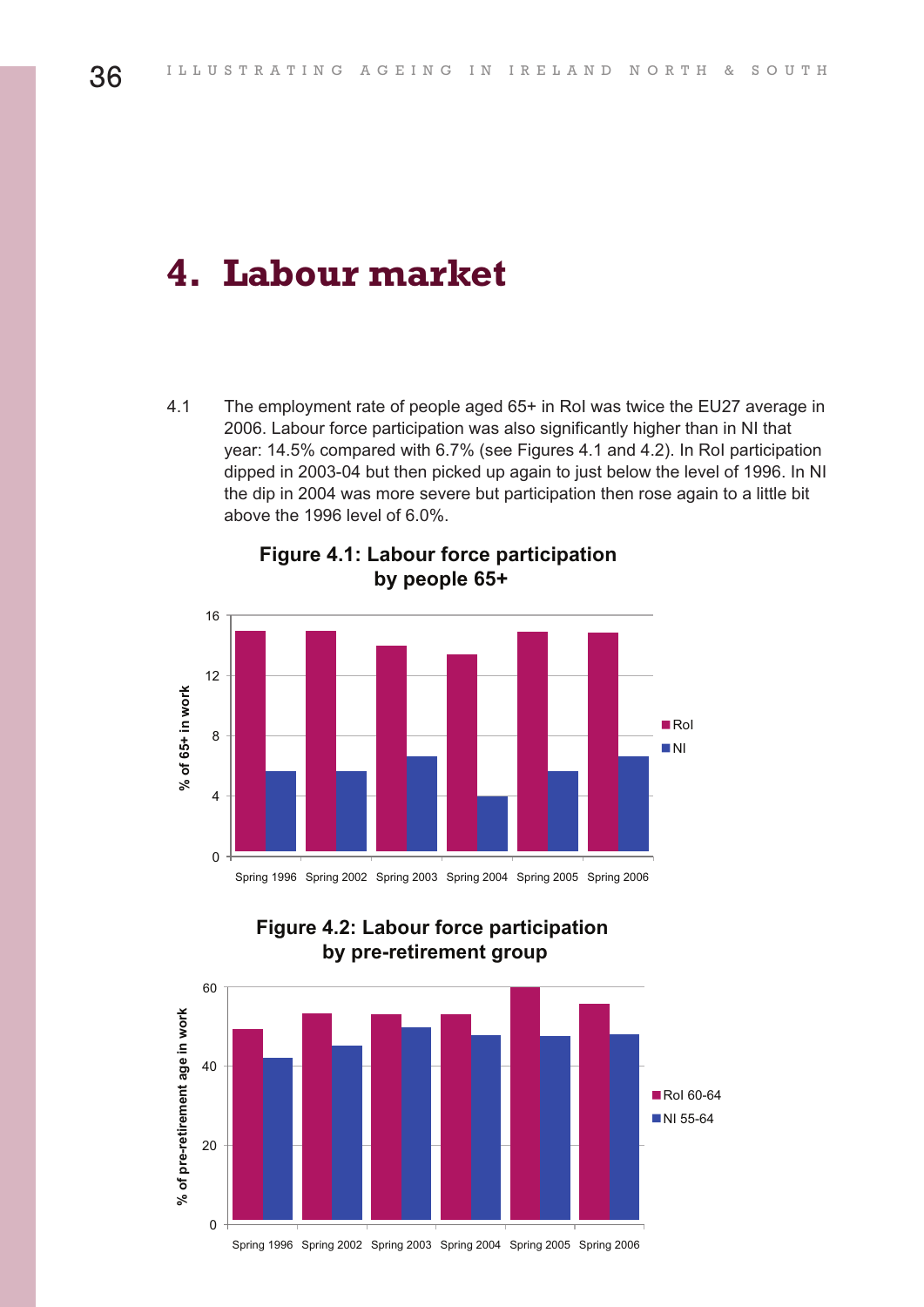# 4. Labour market

4.1 The employment rate of people aged 65+ in RoI was twice the EU27 average in 2006. Labour force participation was also significantly higher than in NI that year: 14.5% compared with 6.7% (see Figures 4.1 and 4.2). In RoI participation dipped in 2003-04 but then picked up again to just below the level of 1996. In NI the dip in 2004 was more severe but participation then rose again to a little bit above the 1996 level of 6.0%.

**Figure 4.1: Labour force participation by people 65+**

**Figure 4.2: Labour force participation by pre-retirement group**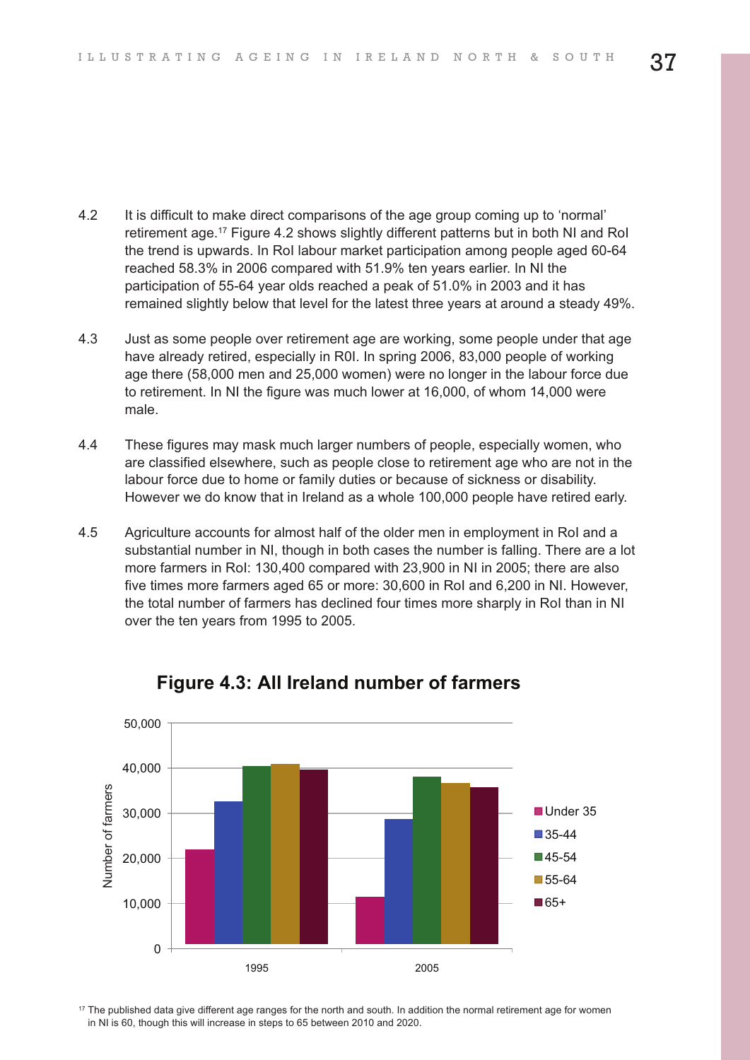4.2 It is difficult to make direct comparisons of the age group coming up to 'normal' retirement age.[17] Figure 4.2 shows slightly different patterns but in both NI and RoI the trend is upwards. In RoI labour market participation among people aged 60-64 reached 58.3% in 2006 compared with 51.9% ten years earlier. In NI the participation of 55-64 year olds reached a peak of 51.0% in 2003 and it has remained slightly below that level for the latest three years at around a steady 49%.

4.3 Just as some people over retirement age are working, some people under that age have already retired, especially in R0I. In spring 2006, 83,000 people of working age there (58,000 men and 25,000 women) were no longer in the labour force due to retirement. In NI the figure was much lower at 16,000, of whom 14,000 were male.

4.4 These figures may mask much larger numbers of people, especially women, who are classified elsewhere, such as people close to retirement age who are not in the labour force due to home or family duties or because of sickness or disability. However we do know that in Ireland as a whole 100,000 people have retired early.

4.5 Agriculture accounts for almost half of the older men in employment in RoI and a substantial number in NI, though in both cases the number is falling. There are a lot more farmers in RoI: 130,400 compared with 23,900 in NI in 2005; there are also five times more farmers aged 65 or more: 30,600 in RoI and 6,200 in NI. However, the total number of farmers has declined four times more sharply in RoI than in NI over the ten years from 1995 to 2005.

**Figure 4.3: All Ireland number of farmers**

[17] The published data give different age ranges for the north and south. In addition the normal retirement age for women in NI is 60, though this will increase in steps to 65 between 2010 and 2020.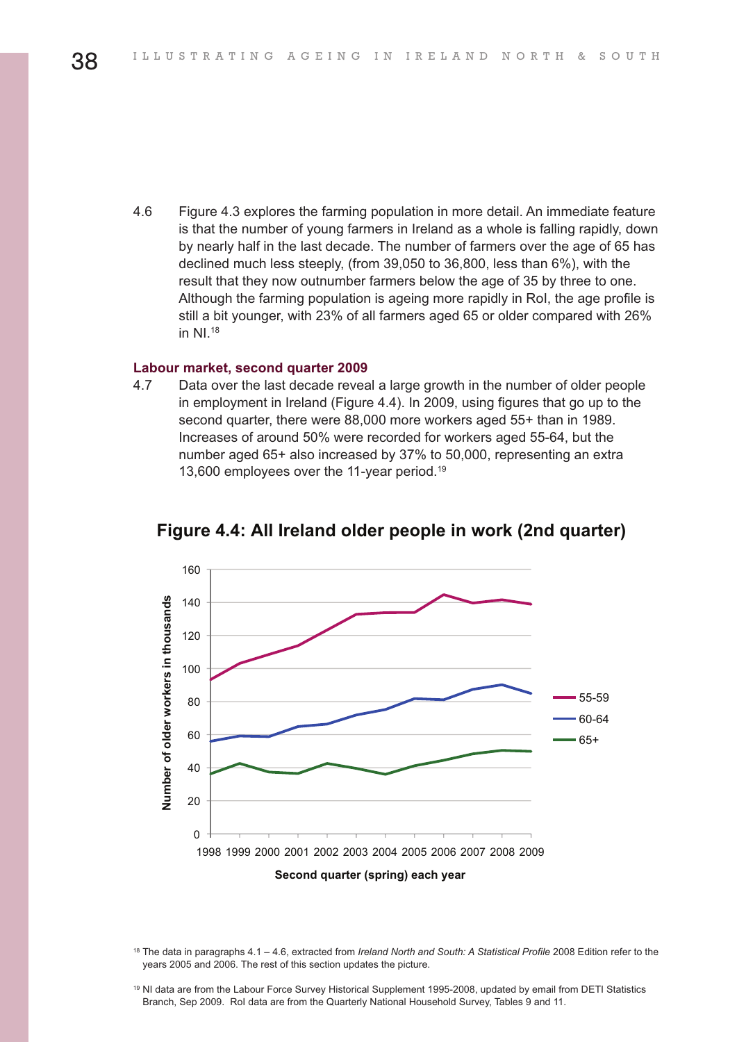4.6 Figure 4.3 explores the farming population in more detail. An immediate feature is that the number of young farmers in Ireland as a whole is falling rapidly, down by nearly half in the last decade. The number of farmers over the age of 65 has declined much less steeply, (from 39,050 to 36,800, less than 6%), with the result that they now outnumber farmers below the age of 35 by three to one. Although the farming population is ageing more rapidly in RoI, the age profile is still a bit younger, with 23% of all farmers aged 65 or older compared with 26% in NI.[18]

### Labour market, second quarter 2009

4.7 Data over the last decade reveal a large growth in the number of older people in employment in Ireland (Figure 4.4). In 2009, using figures that go up to the second quarter, there were 88,000 more workers aged 55+ than in 1989. Increases of around 50% were recorded for workers aged 55-64, but the number aged 65+ also increased by 37% to 50,000, representing an extra 13,600 employees over the 11-year period.[19]

**Figure 4.4: All Ireland older people in work (2nd quarter)**

Number of older workers in thousands; Second quarter (spring) each year. Series: 55-59, 60-64, 65+ (1998–2009).

[18] The data in paragraphs 4.1 – 4.6, extracted from *Ireland North and South: A Statistical Profile* 2008 Edition refer to the years 2005 and 2006. The rest of this section updates the picture.

[19] NI data are from the Labour Force Survey Historical Supplement 1995-2008, updated by email from DETI Statistics Branch, Sep 2009. RoI data are from the Quarterly National Household Survey, Tables 9 and 11.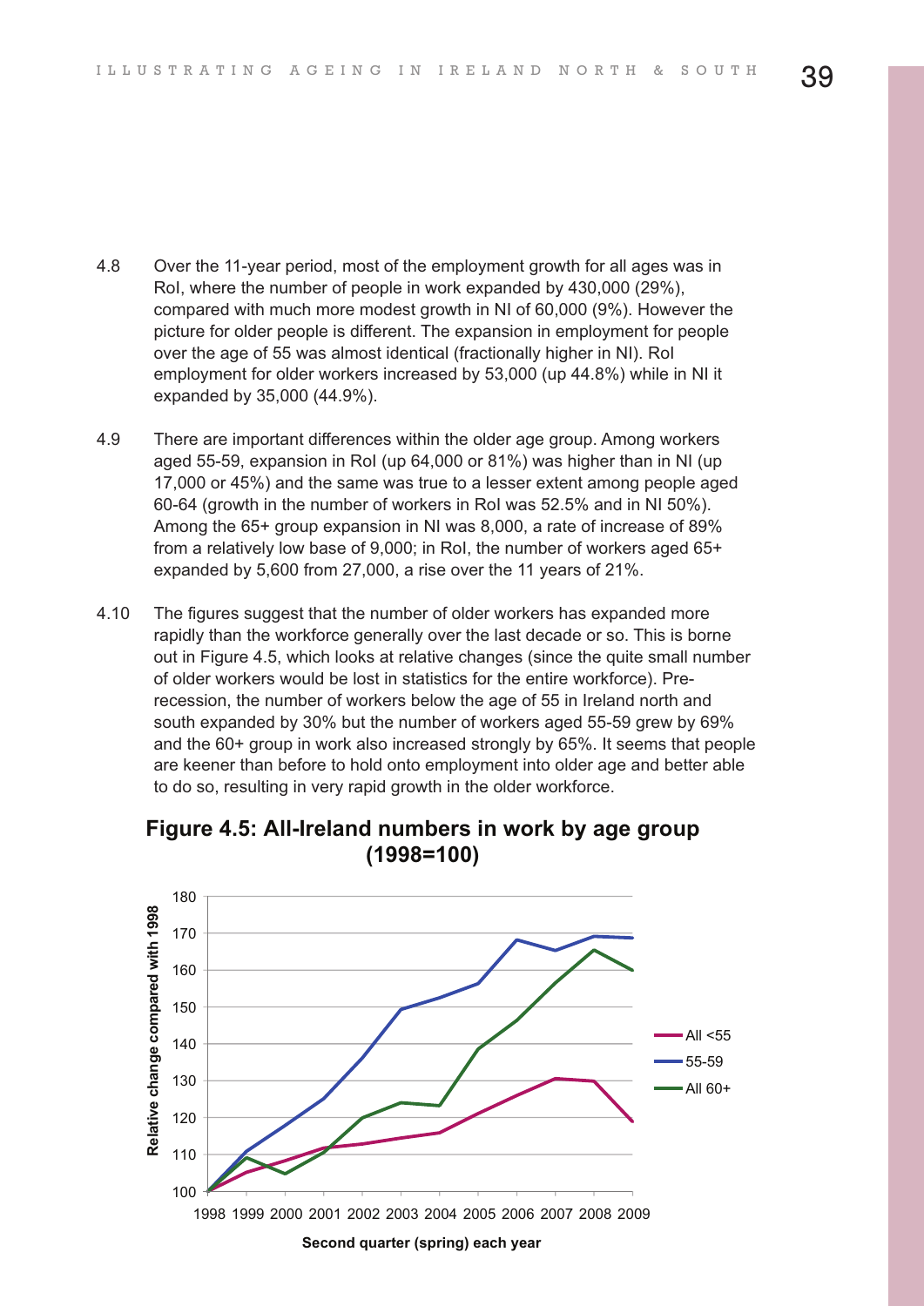4.8 Over the 11-year period, most of the employment growth for all ages was in RoI, where the number of people in work expanded by 430,000 (29%), compared with much more modest growth in NI of 60,000 (9%). However the picture for older people is different. The expansion in employment for people over the age of 55 was almost identical (fractionally higher in NI). RoI employment for older workers increased by 53,000 (up 44.8%) while in NI it expanded by 35,000 (44.9%).

4.9 There are important differences within the older age group. Among workers aged 55-59, expansion in RoI (up 64,000 or 81%) was higher than in NI (up 17,000 or 45%) and the same was true to a lesser extent among people aged 60-64 (growth in the number of workers in RoI was 52.5% and in NI 50%). Among the 65+ group expansion in NI was 8,000, a rate of increase of 89% from a relatively low base of 9,000; in RoI, the number of workers aged 65+ expanded by 5,600 from 27,000, a rise over the 11 years of 21%.

4.10 The figures suggest that the number of older workers has expanded more rapidly than the workforce generally over the last decade or so. This is borne out in Figure 4.5, which looks at relative changes (since the quite small number of older workers would be lost in statistics for the entire workforce). Pre-recession, the number of workers below the age of 55 in Ireland north and south expanded by 30% but the number of workers aged 55-59 grew by 69% and the 60+ group in work also increased strongly by 65%. It seems that people are keener than before to hold onto employment into older age and better able to do so, resulting in very rapid growth in the older workforce.

**Figure 4.5: All-Ireland numbers in work by age group (1998=100)**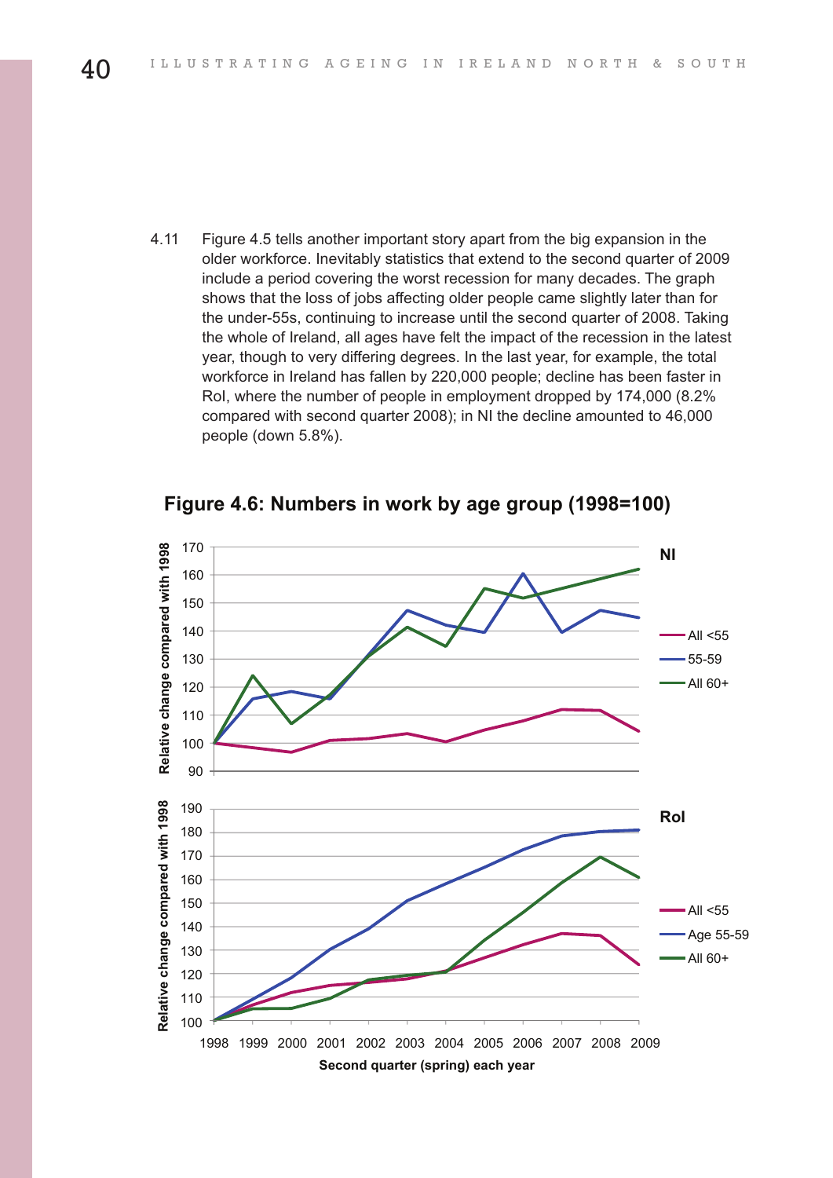4.11 Figure 4.5 tells another important story apart from the big expansion in the older workforce. Inevitably statistics that extend to the second quarter of 2009 include a period covering the worst recession for many decades. The graph shows that the loss of jobs affecting older people came slightly later than for the under-55s, continuing to increase until the second quarter of 2008. Taking the whole of Ireland, all ages have felt the impact of the recession in the latest year, though to very differing degrees. In the last year, for example, the total workforce in Ireland has fallen by 220,000 people; decline has been faster in RoI, where the number of people in employment dropped by 174,000 (8.2% compared with second quarter 2008); in NI the decline amounted to 46,000 people (down 5.8%).

**Figure 4.6: Numbers in work by age group (1998=100)**

NI

Relative change compared with 1998

All <55
55-59
All 60+

RoI

Relative change compared with 1998

All <55
Age 55-59
All 60+

1998 1999 2000 2001 2002 2003 2004 2005 2006 2007 2008 2009

Second quarter (spring) each year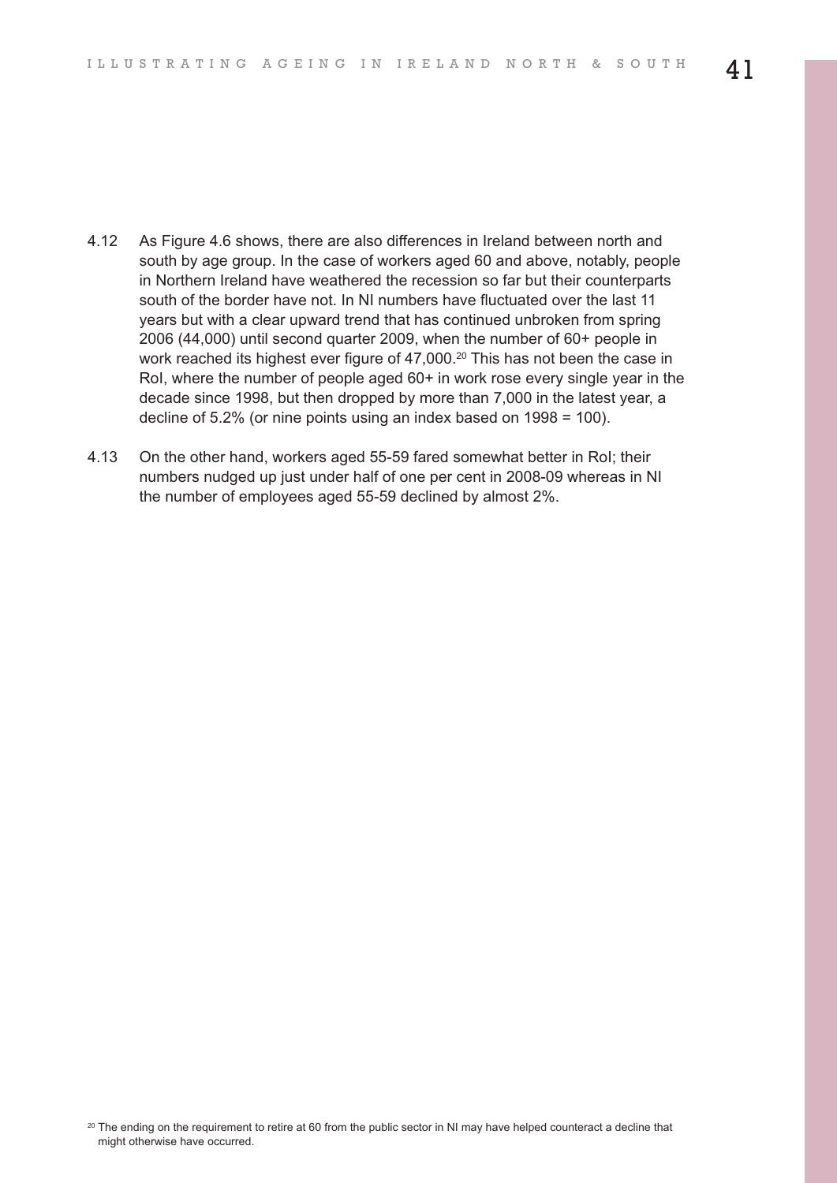4.12 As Figure 4.6 shows, there are also differences in Ireland between north and south by age group. In the case of workers aged 60 and above, notably, people in Northern Ireland have weathered the recession so far but their counterparts south of the border have not. In NI numbers have fluctuated over the last 11 years but with a clear upward trend that has continued unbroken from spring 2006 (44,000) until second quarter 2009, when the number of 60+ people in work reached its highest ever figure of 47,000.[20] This has not been the case in RoI, where the number of people aged 60+ in work rose every single year in the decade since 1998, but then dropped by more than 7,000 in the latest year, a decline of 5.2% (or nine points using an index based on 1998 = 100).

4.13 On the other hand, workers aged 55-59 fared somewhat better in RoI; their numbers nudged up just under half of one per cent in 2008-09 whereas in NI the number of employees aged 55-59 declined by almost 2%.

[20] The ending on the requirement to retire at 60 from the public sector in NI may have helped counteract a decline that might otherwise have occurred.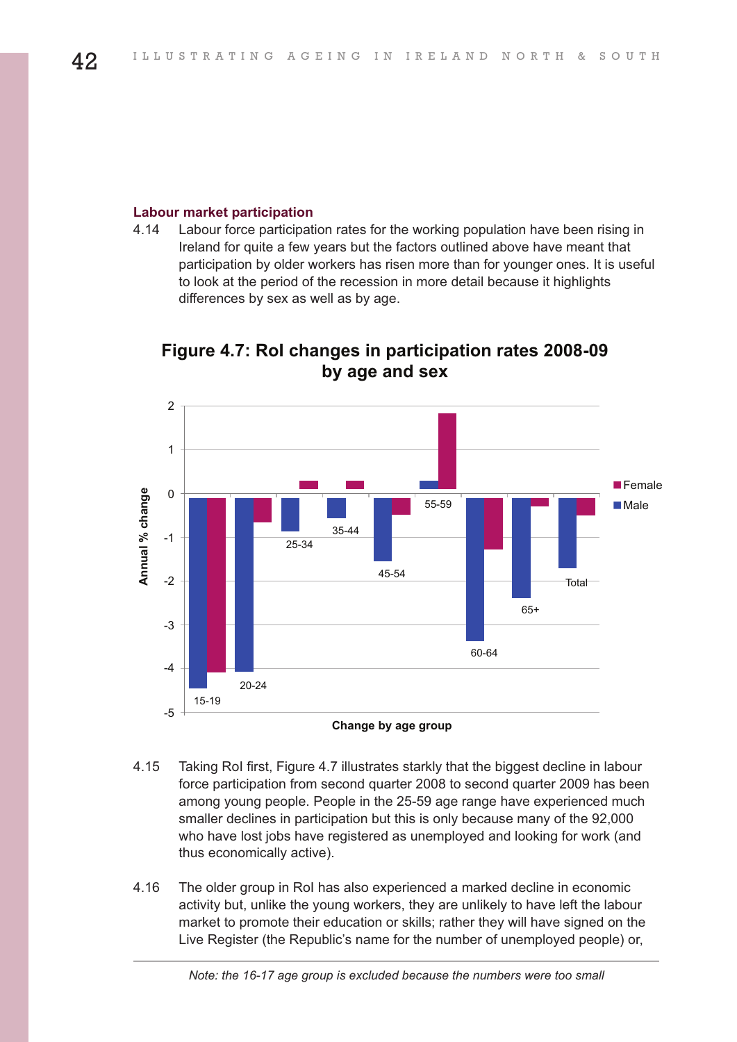### Labour market participation

4.14 Labour force participation rates for the working population have been rising in Ireland for quite a few years but the factors outlined above have meant that participation by older workers has risen more than for younger ones. It is useful to look at the period of the recession in more detail because it highlights differences by sex as well as by age.

**Figure 4.7: RoI changes in participation rates 2008-09 by age and sex**

4.15 Taking RoI first, Figure 4.7 illustrates starkly that the biggest decline in labour force participation from second quarter 2008 to second quarter 2009 has been among young people. People in the 25-59 age range have experienced much smaller declines in participation but this is only because many of the 92,000 who have lost jobs have registered as unemployed and looking for work (and thus economically active).

4.16 The older group in RoI has also experienced a marked decline in economic activity but, unlike the young workers, they are unlikely to have left the labour market to promote their education or skills; rather they will have signed on the Live Register (the Republic's name for the number of unemployed people) or,

*Note: the 16-17 age group is excluded because the numbers were too small*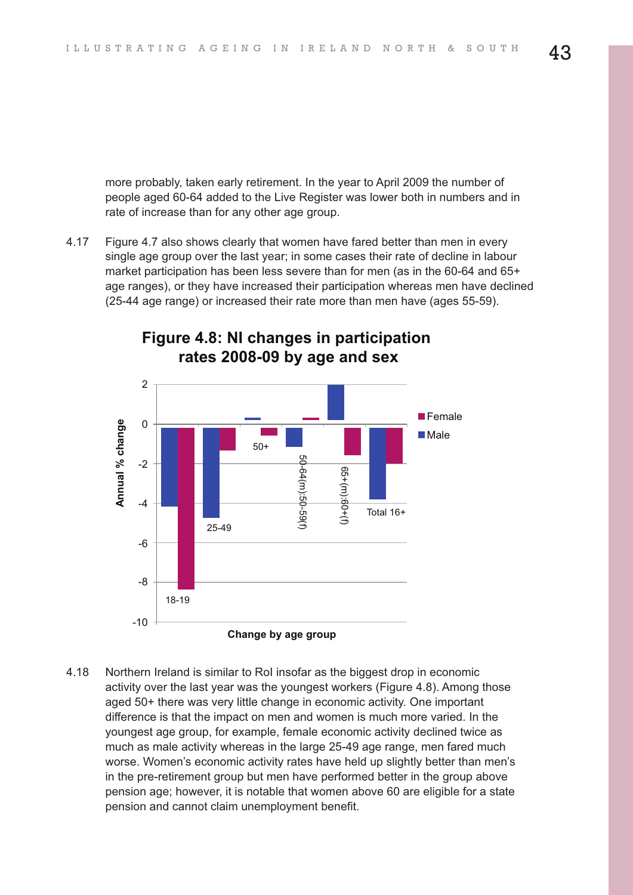more probably, taken early retirement. In the year to April 2009 the number of people aged 60-64 added to the Live Register was lower both in numbers and in rate of increase than for any other age group.

4.17 Figure 4.7 also shows clearly that women have fared better than men in every single age group over the last year; in some cases their rate of decline in labour market participation has been less severe than for men (as in the 60-64 and 65+ age ranges), or they have increased their participation whereas men have declined (25-44 age range) or increased their rate more than men have (ages 55-59).

**Figure 4.8: NI changes in participation rates 2008-09 by age and sex**

4.18 Northern Ireland is similar to RoI insofar as the biggest drop in economic activity over the last year was the youngest workers (Figure 4.8). Among those aged 50+ there was very little change in economic activity. One important difference is that the impact on men and women is much more varied. In the youngest age group, for example, female economic activity declined twice as much as male activity whereas in the large 25-49 age range, men fared much worse. Women's economic activity rates have held up slightly better than men's in the pre-retirement group but men have performed better in the group above pension age; however, it is notable that women above 60 are eligible for a state pension and cannot claim unemployment benefit.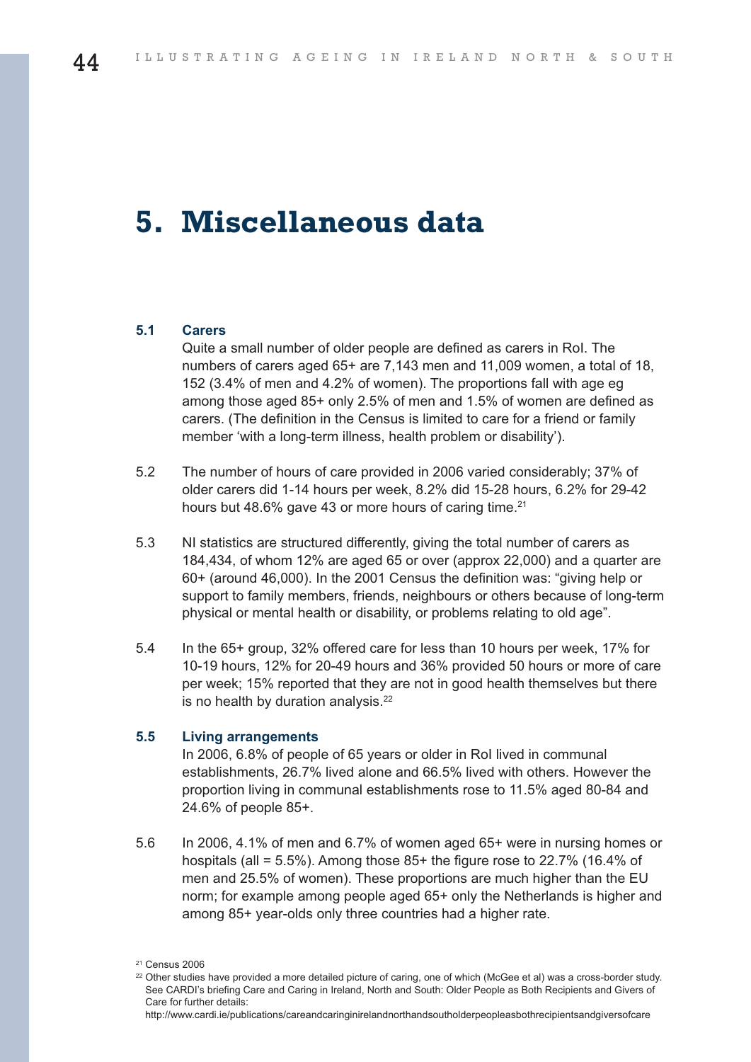# 5. Miscellaneous data

**5.1 Carers**

Quite a small number of older people are defined as carers in RoI. The numbers of carers aged 65+ are 7,143 men and 11,009 women, a total of 18, 152 (3.4% of men and 4.2% of women). The proportions fall with age eg among those aged 85+ only 2.5% of men and 1.5% of women are defined as carers. (The definition in the Census is limited to care for a friend or family member 'with a long-term illness, health problem or disability').

5.2 The number of hours of care provided in 2006 varied considerably; 37% of older carers did 1-14 hours per week, 8.2% did 15-28 hours, 6.2% for 29-42 hours but 48.6% gave 43 or more hours of caring time.[21]

5.3 NI statistics are structured differently, giving the total number of carers as 184,434, of whom 12% are aged 65 or over (approx 22,000) and a quarter are 60+ (around 46,000). In the 2001 Census the definition was: "giving help or support to family members, friends, neighbours or others because of long-term physical or mental health or disability, or problems relating to old age".

5.4 In the 65+ group, 32% offered care for less than 10 hours per week, 17% for 10-19 hours, 12% for 20-49 hours and 36% provided 50 hours or more of care per week; 15% reported that they are not in good health themselves but there is no health by duration analysis.[22]

**5.5 Living arrangements**

In 2006, 6.8% of people of 65 years or older in RoI lived in communal establishments, 26.7% lived alone and 66.5% lived with others. However the proportion living in communal establishments rose to 11.5% aged 80-84 and 24.6% of people 85+.

5.6 In 2006, 4.1% of men and 6.7% of women aged 65+ were in nursing homes or hospitals (all = 5.5%). Among those 85+ the figure rose to 22.7% (16.4% of men and 25.5% of women). These proportions are much higher than the EU norm; for example among people aged 65+ only the Netherlands is higher and among 85+ year-olds only three countries had a higher rate.

[21] Census 2006

[22] Other studies have provided a more detailed picture of caring, one of which (McGee et al) was a cross-border study. See CARDI's briefing Care and Caring in Ireland, North and South: Older People as Both Recipients and Givers of Care for further details: http://www.cardi.ie/publications/careandcaringinirelandnorthandsoutholderpeopleasbothrecipientsandgiversofcare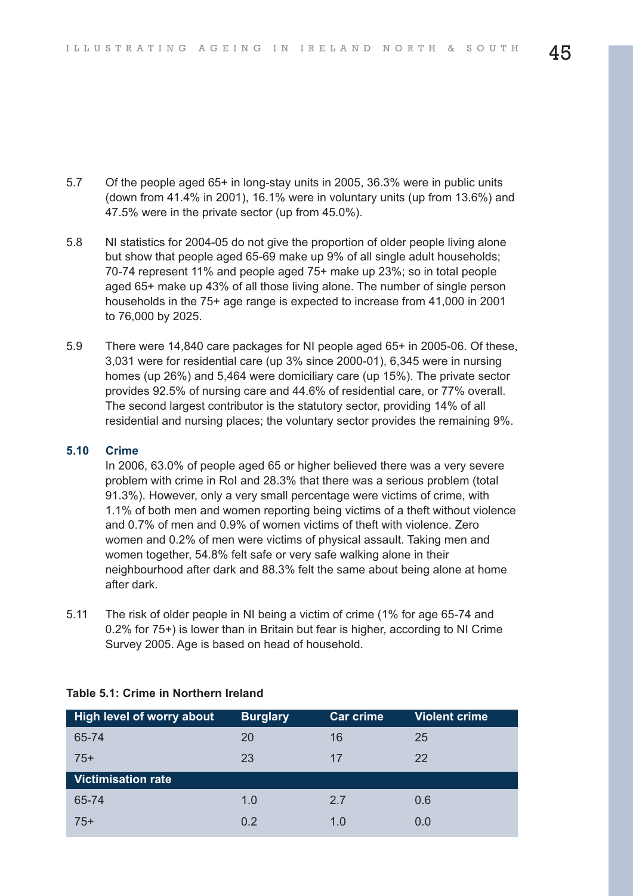5.7 Of the people aged 65+ in long-stay units in 2005, 36.3% were in public units (down from 41.4% in 2001), 16.1% were in voluntary units (up from 13.6%) and 47.5% were in the private sector (up from 45.0%).

5.8 NI statistics for 2004-05 do not give the proportion of older people living alone but show that people aged 65-69 make up 9% of all single adult households; 70-74 represent 11% and people aged 75+ make up 23%; so in total people aged 65+ make up 43% of all those living alone. The number of single person households in the 75+ age range is expected to increase from 41,000 in 2001 to 76,000 by 2025.

5.9 There were 14,840 care packages for NI people aged 65+ in 2005-06. Of these, 3,031 were for residential care (up 3% since 2000-01), 6,345 were in nursing homes (up 26%) and 5,464 were domiciliary care (up 15%). The private sector provides 92.5% of nursing care and 44.6% of residential care, or 77% overall. The second largest contributor is the statutory sector, providing 14% of all residential and nursing places; the voluntary sector provides the remaining 9%.

### 5.10 Crime

In 2006, 63.0% of people aged 65 or higher believed there was a very severe problem with crime in RoI and 28.3% that there was a serious problem (total 91.3%). However, only a very small percentage were victims of crime, with 1.1% of both men and women reporting being victims of a theft without violence and 0.7% of men and 0.9% of women victims of theft with violence. Zero women and 0.2% of men were victims of physical assault. Taking men and women together, 54.8% felt safe or very safe walking alone in their neighbourhood after dark and 88.3% felt the same about being alone at home after dark.

5.11 The risk of older people in NI being a victim of crime (1% for age 65-74 and 0.2% for 75+) is lower than in Britain but fear is higher, according to NI Crime Survey 2005. Age is based on head of household.

**Table 5.1: Crime in Northern Ireland**

| High level of worry about | Burglary | Car crime | Violent crime |
|---|---|---|---|
| 65-74 | 20 | 16 | 25 |
| 75+ | 23 | 17 | 22 |
| **Victimisation rate** | | | |
| 65-74 | 1.0 | 2.7 | 0.6 |
| 75+ | 0.2 | 1.0 | 0.0 |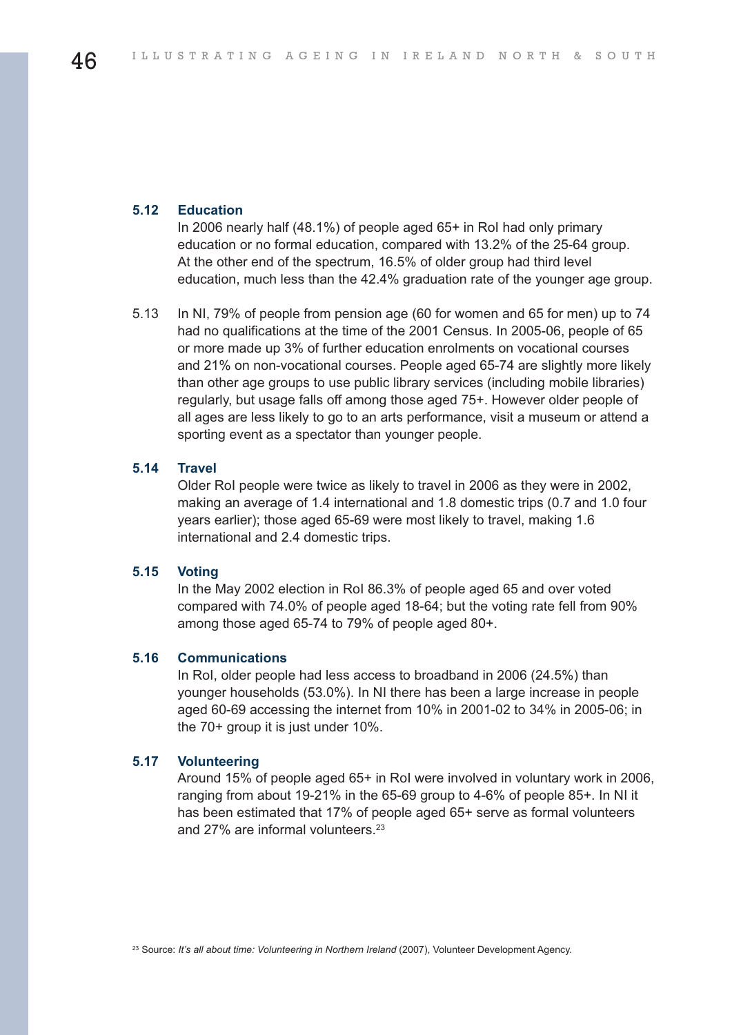### 5.12 Education

In 2006 nearly half (48.1%) of people aged 65+ in RoI had only primary education or no formal education, compared with 13.2% of the 25-64 group. At the other end of the spectrum, 16.5% of older group had third level education, much less than the 42.4% graduation rate of the younger age group.

5.13 In NI, 79% of people from pension age (60 for women and 65 for men) up to 74 had no qualifications at the time of the 2001 Census. In 2005-06, people of 65 or more made up 3% of further education enrolments on vocational courses and 21% on non-vocational courses. People aged 65-74 are slightly more likely than other age groups to use public library services (including mobile libraries) regularly, but usage falls off among those aged 75+. However older people of all ages are less likely to go to an arts performance, visit a museum or attend a sporting event as a spectator than younger people.

### 5.14 Travel

Older RoI people were twice as likely to travel in 2006 as they were in 2002, making an average of 1.4 international and 1.8 domestic trips (0.7 and 1.0 four years earlier); those aged 65-69 were most likely to travel, making 1.6 international and 2.4 domestic trips.

### 5.15 Voting

In the May 2002 election in RoI 86.3% of people aged 65 and over voted compared with 74.0% of people aged 18-64; but the voting rate fell from 90% among those aged 65-74 to 79% of people aged 80+.

### 5.16 Communications

In RoI, older people had less access to broadband in 2006 (24.5%) than younger households (53.0%). In NI there has been a large increase in people aged 60-69 accessing the internet from 10% in 2001-02 to 34% in 2005-06; in the 70+ group it is just under 10%.

### 5.17 Volunteering

Around 15% of people aged 65+ in RoI were involved in voluntary work in 2006, ranging from about 19-21% in the 65-69 group to 4-6% of people 85+. In NI it has been estimated that 17% of people aged 65+ serve as formal volunteers and 27% are informal volunteers.[23]

[23] Source: *It's all about time: Volunteering in Northern Ireland* (2007), Volunteer Development Agency.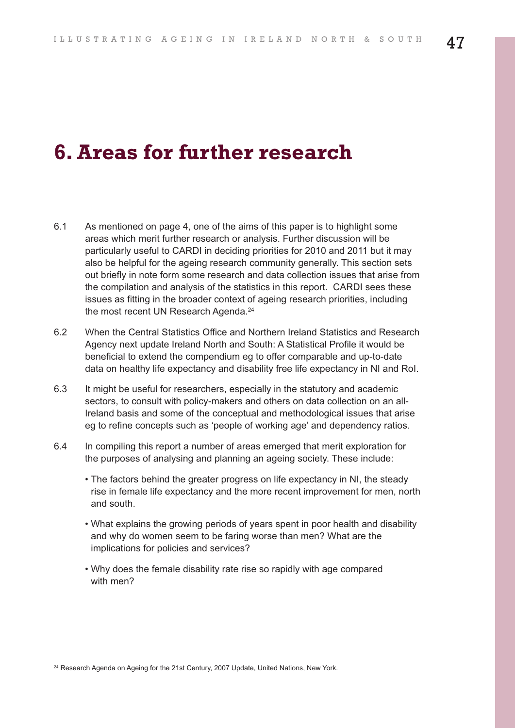# 6. Areas for further research

6.1 As mentioned on page 4, one of the aims of this paper is to highlight some areas which merit further research or analysis. Further discussion will be particularly useful to CARDI in deciding priorities for 2010 and 2011 but it may also be helpful for the ageing research community generally. This section sets out briefly in note form some research and data collection issues that arise from the compilation and analysis of the statistics in this report. CARDI sees these issues as fitting in the broader context of ageing research priorities, including the most recent UN Research Agenda.[24]

6.2 When the Central Statistics Office and Northern Ireland Statistics and Research Agency next update Ireland North and South: A Statistical Profile it would be beneficial to extend the compendium eg to offer comparable and up-to-date data on healthy life expectancy and disability free life expectancy in NI and RoI.

6.3 It might be useful for researchers, especially in the statutory and academic sectors, to consult with policy-makers and others on data collection on an all-Ireland basis and some of the conceptual and methodological issues that arise eg to refine concepts such as 'people of working age' and dependency ratios.

6.4 In compiling this report a number of areas emerged that merit exploration for the purposes of analysing and planning an ageing society. These include:

- The factors behind the greater progress on life expectancy in NI, the steady rise in female life expectancy and the more recent improvement for men, north and south.
- What explains the growing periods of years spent in poor health and disability and why do women seem to be faring worse than men? What are the implications for policies and services?
- Why does the female disability rate rise so rapidly with age compared with men?

[24] Research Agenda on Ageing for the 21st Century, 2007 Update, United Nations, New York.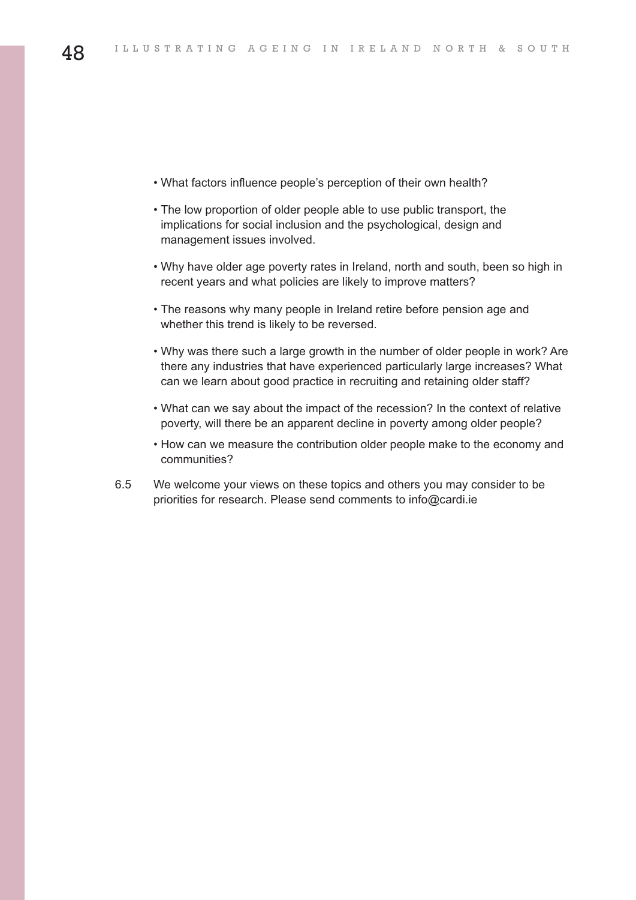- What factors influence people's perception of their own health?
- The low proportion of older people able to use public transport, the implications for social inclusion and the psychological, design and management issues involved.
- Why have older age poverty rates in Ireland, north and south, been so high in recent years and what policies are likely to improve matters?
- The reasons why many people in Ireland retire before pension age and whether this trend is likely to be reversed.
- Why was there such a large growth in the number of older people in work? Are there any industries that have experienced particularly large increases? What can we learn about good practice in recruiting and retaining older staff?
- What can we say about the impact of the recession? In the context of relative poverty, will there be an apparent decline in poverty among older people?
- How can we measure the contribution older people make to the economy and communities?

6.5 We welcome your views on these topics and others you may consider to be priorities for research. Please send comments to info@cardi.ie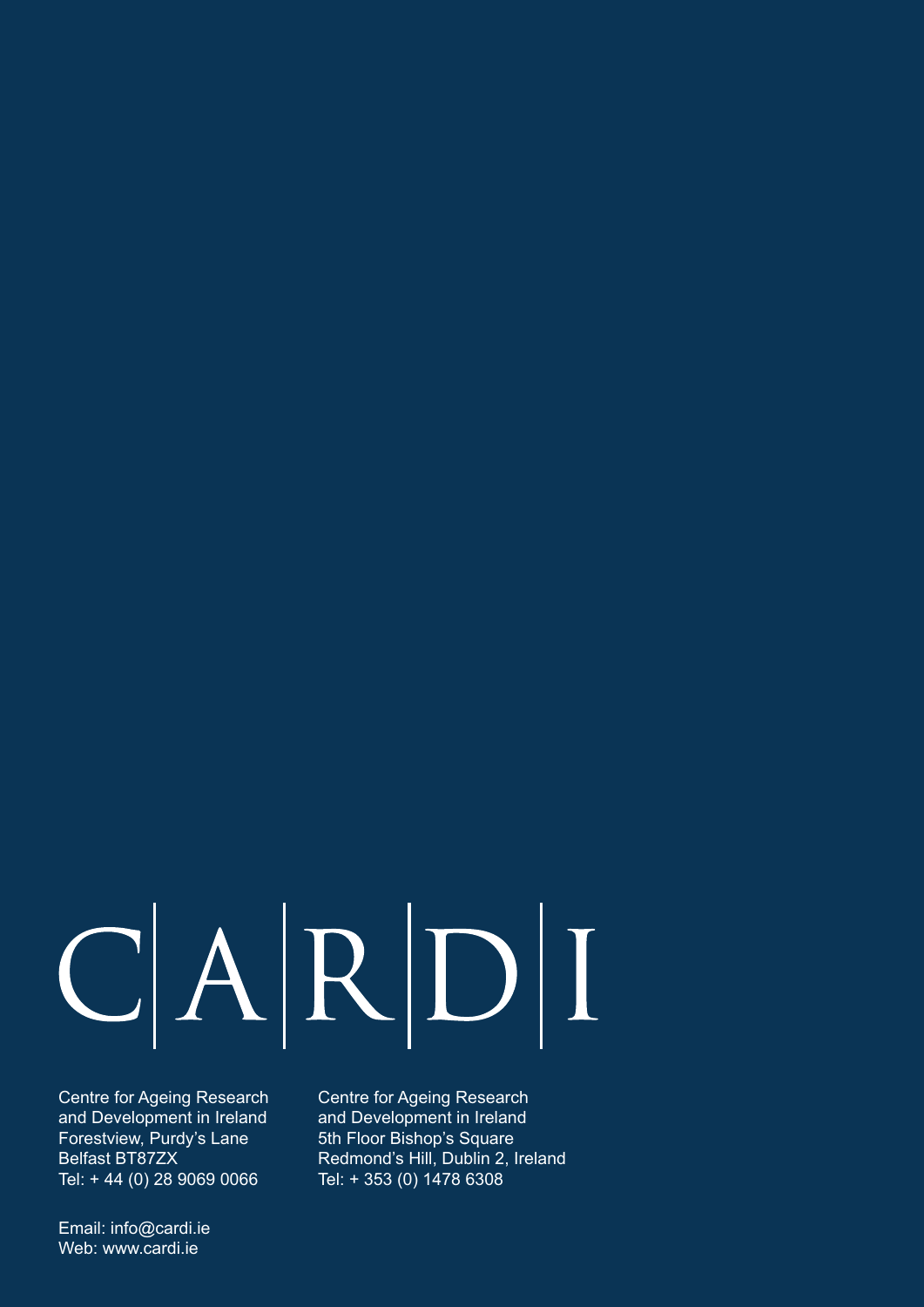C|A|R|D|I

Centre for Ageing Research
and Development in Ireland
Forestview, Purdy's Lane
Belfast BT87ZX
Tel: + 44 (0) 28 9069 0066

Centre for Ageing Research
and Development in Ireland
5th Floor Bishop's Square
Redmond's Hill, Dublin 2, Ireland
Tel: + 353 (0) 1478 6308

Email: info@cardi.ie
Web: www.cardi.ie